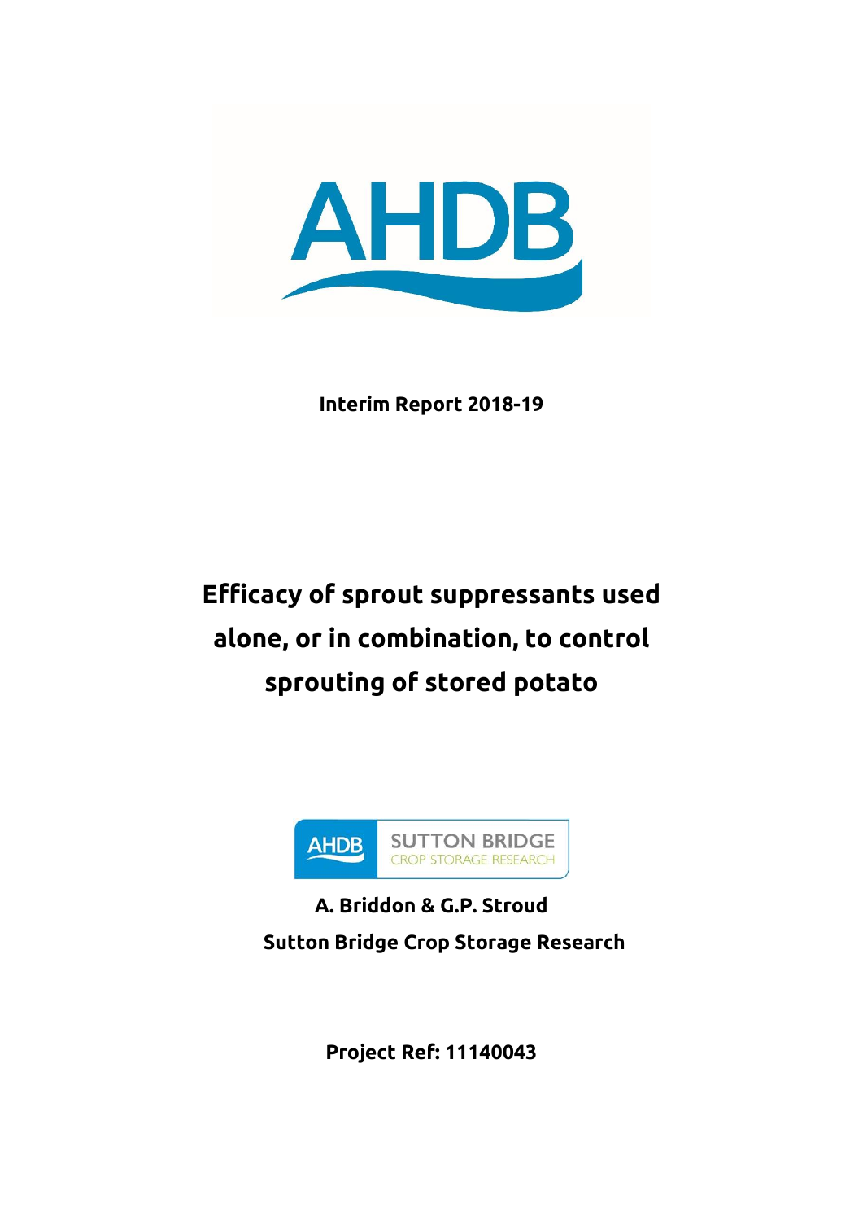AHDB

**Interim Report 2018-19**

# Efficacy of sprout suppressants used alone, or in combination, to control sprouting of stored potato

AHDB SUTTON BRIDGE CROP STORAGE RESEARCH

**A. Briddon & G.P. Stroud**

**Sutton Bridge Crop Storage Research**

**Project Ref: 11140043**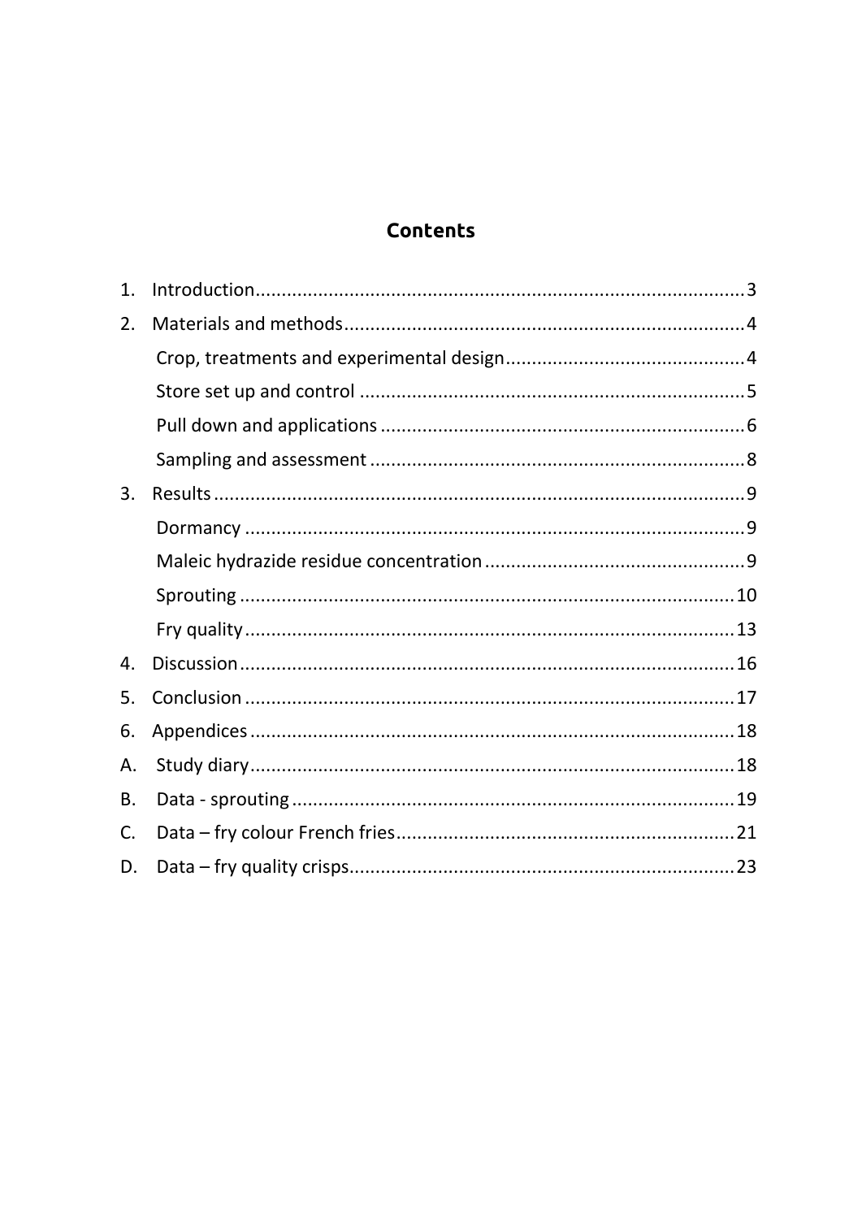# Contents

1. Introduction.....3
2. Materials and methods.....4
   - Crop, treatments and experimental design.....4
   - Store set up and control.....5
   - Pull down and applications.....6
   - Sampling and assessment.....8
3. Results.....9
   - Dormancy.....9
   - Maleic hydrazide residue concentration.....9
   - Sprouting.....10
   - Fry quality.....13
4. Discussion.....16
5. Conclusion.....17
6. Appendices.....18

A. Study diary.....18

B. Data - sprouting.....19

C. Data – fry colour French fries.....21

D. Data – fry quality crisps.....23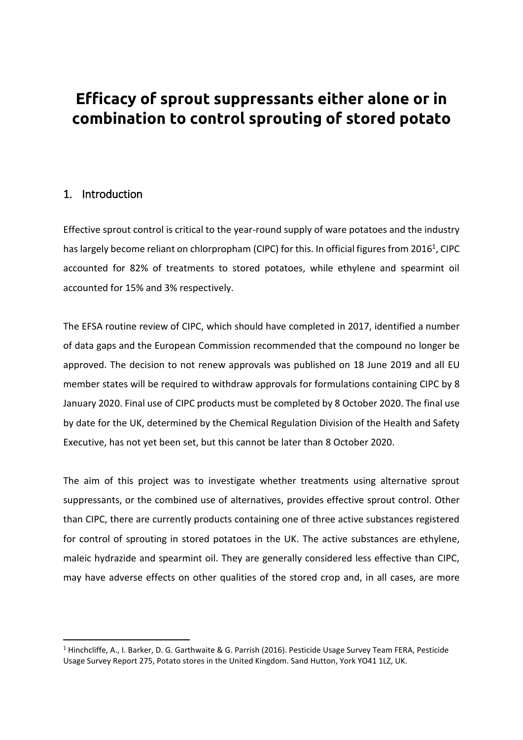# Efficacy of sprout suppressants either alone or in combination to control sprouting of stored potato

## 1. Introduction

Effective sprout control is critical to the year-round supply of ware potatoes and the industry has largely become reliant on chlorpropham (CIPC) for this. In official figures from 2016[1], CIPC accounted for 82% of treatments to stored potatoes, while ethylene and spearmint oil accounted for 15% and 3% respectively.

The EFSA routine review of CIPC, which should have completed in 2017, identified a number of data gaps and the European Commission recommended that the compound no longer be approved. The decision to not renew approvals was published on 18 June 2019 and all EU member states will be required to withdraw approvals for formulations containing CIPC by 8 January 2020. Final use of CIPC products must be completed by 8 October 2020. The final use by date for the UK, determined by the Chemical Regulation Division of the Health and Safety Executive, has not yet been set, but this cannot be later than 8 October 2020.

The aim of this project was to investigate whether treatments using alternative sprout suppressants, or the combined use of alternatives, provides effective sprout control. Other than CIPC, there are currently products containing one of three active substances registered for control of sprouting in stored potatoes in the UK. The active substances are ethylene, maleic hydrazide and spearmint oil. They are generally considered less effective than CIPC, may have adverse effects on other qualities of the stored crop and, in all cases, are more

[1] Hinchcliffe, A., I. Barker, D. G. Garthwaite & G. Parrish (2016). Pesticide Usage Survey Team FERA, Pesticide Usage Survey Report 275, Potato stores in the United Kingdom. Sand Hutton, York YO41 1LZ, UK.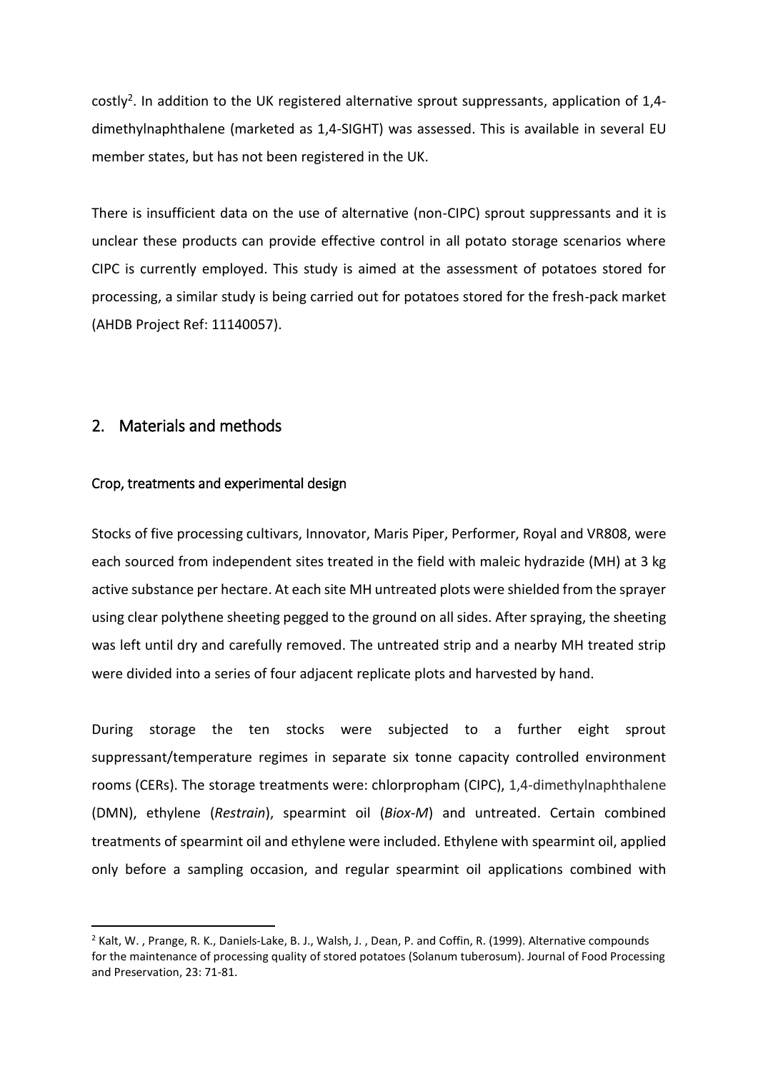costly[2]. In addition to the UK registered alternative sprout suppressants, application of 1,4-dimethylnaphthalene (marketed as 1,4-SIGHT) was assessed. This is available in several EU member states, but has not been registered in the UK.

There is insufficient data on the use of alternative (non-CIPC) sprout suppressants and it is unclear these products can provide effective control in all potato storage scenarios where CIPC is currently employed. This study is aimed at the assessment of potatoes stored for processing, a similar study is being carried out for potatoes stored for the fresh-pack market (AHDB Project Ref: 11140057).

## 2. Materials and methods

### Crop, treatments and experimental design

Stocks of five processing cultivars, Innovator, Maris Piper, Performer, Royal and VR808, were each sourced from independent sites treated in the field with maleic hydrazide (MH) at 3 kg active substance per hectare. At each site MH untreated plots were shielded from the sprayer using clear polythene sheeting pegged to the ground on all sides. After spraying, the sheeting was left until dry and carefully removed. The untreated strip and a nearby MH treated strip were divided into a series of four adjacent replicate plots and harvested by hand.

During storage the ten stocks were subjected to a further eight sprout suppressant/temperature regimes in separate six tonne capacity controlled environment rooms (CERs). The storage treatments were: chlorpropham (CIPC), 1,4-dimethylnaphthalene (DMN), ethylene (*Restrain*), spearmint oil (*Biox-M*) and untreated. Certain combined treatments of spearmint oil and ethylene were included. Ethylene with spearmint oil, applied only before a sampling occasion, and regular spearmint oil applications combined with

[2] Kalt, W. , Prange, R. K., Daniels-Lake, B. J., Walsh, J. , Dean, P. and Coffin, R. (1999). Alternative compounds for the maintenance of processing quality of stored potatoes (Solanum tuberosum). Journal of Food Processing and Preservation, 23: 71-81.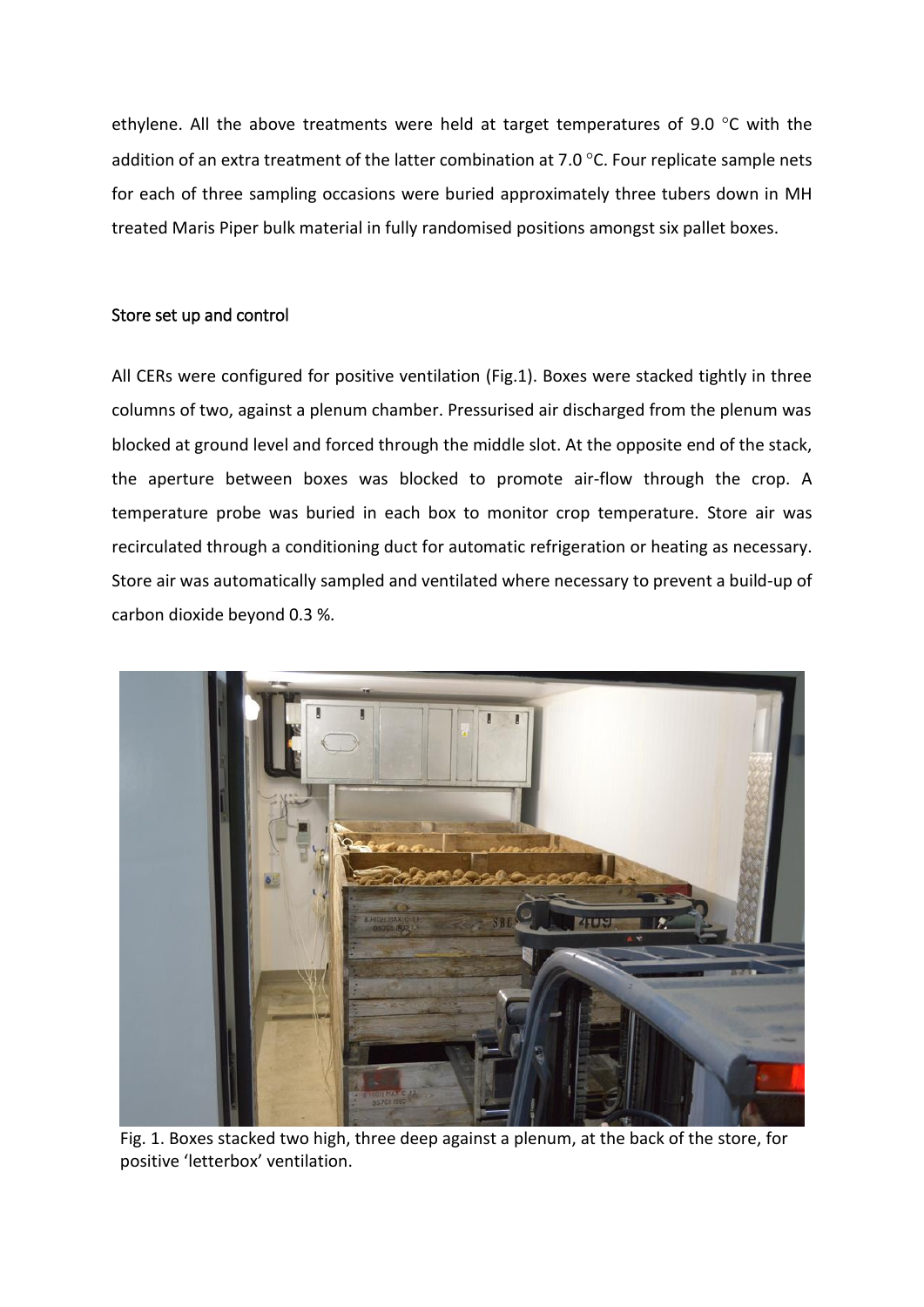ethylene. All the above treatments were held at target temperatures of 9.0 °C with the addition of an extra treatment of the latter combination at 7.0 °C. Four replicate sample nets for each of three sampling occasions were buried approximately three tubers down in MH treated Maris Piper bulk material in fully randomised positions amongst six pallet boxes.

## Store set up and control

All CERs were configured for positive ventilation (Fig.1). Boxes were stacked tightly in three columns of two, against a plenum chamber. Pressurised air discharged from the plenum was blocked at ground level and forced through the middle slot. At the opposite end of the stack, the aperture between boxes was blocked to promote air-flow through the crop. A temperature probe was buried in each box to monitor crop temperature. Store air was recirculated through a conditioning duct for automatic refrigeration or heating as necessary. Store air was automatically sampled and ventilated where necessary to prevent a build-up of carbon dioxide beyond 0.3 %.

Fig. 1. Boxes stacked two high, three deep against a plenum, at the back of the store, for positive 'letterbox' ventilation.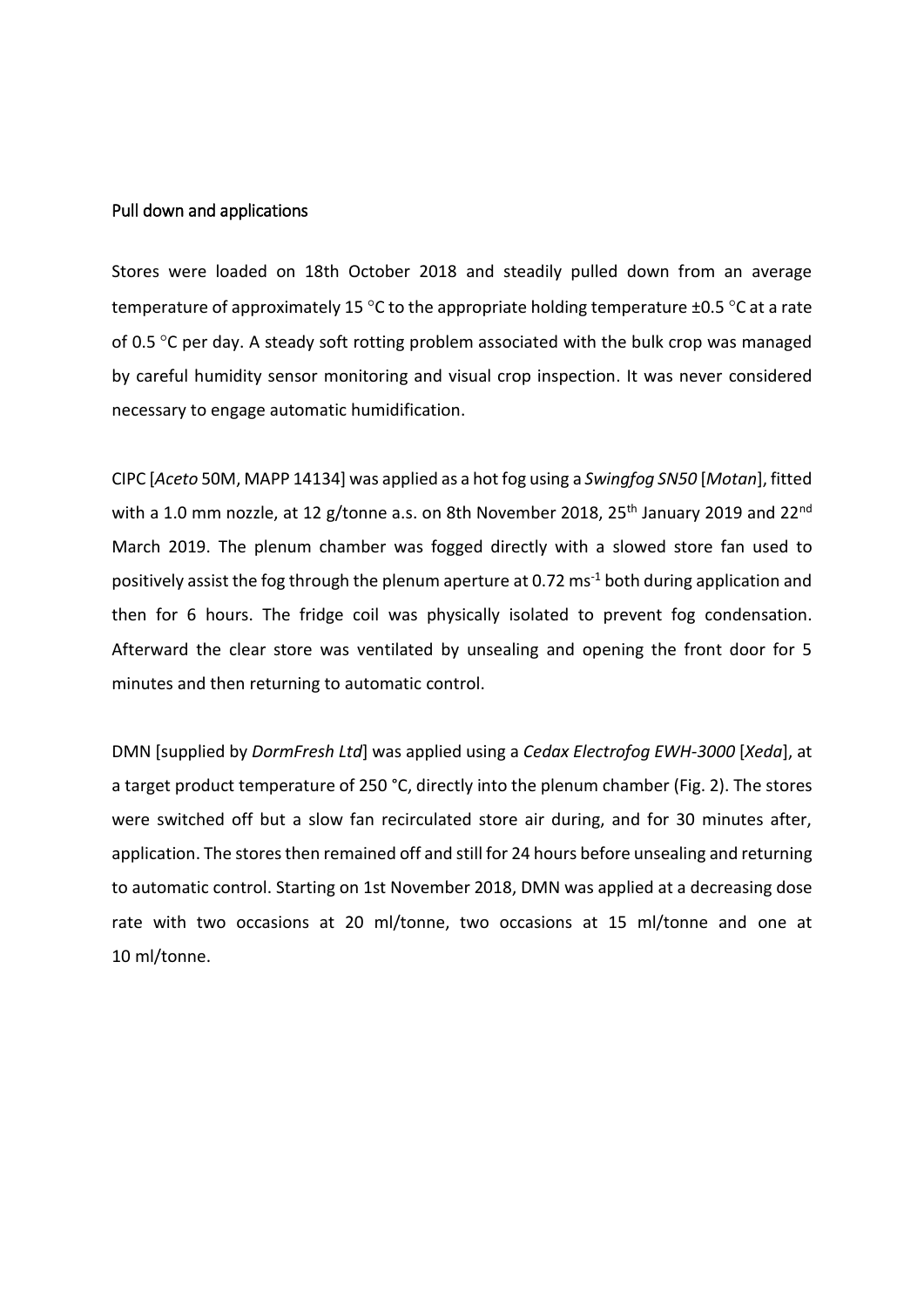## Pull down and applications

Stores were loaded on 18th October 2018 and steadily pulled down from an average temperature of approximately 15 °C to the appropriate holding temperature ±0.5 °C at a rate of 0.5 °C per day. A steady soft rotting problem associated with the bulk crop was managed by careful humidity sensor monitoring and visual crop inspection. It was never considered necessary to engage automatic humidification.

CIPC [*Aceto* 50M, MAPP 14134] was applied as a hot fog using a *Swingfog SN50* [*Motan*], fitted with a 1.0 mm nozzle, at 12 g/tonne a.s. on 8th November 2018, 25th January 2019 and 22nd March 2019. The plenum chamber was fogged directly with a slowed store fan used to positively assist the fog through the plenum aperture at 0.72 $ms^{-1}$ both during application and then for 6 hours. The fridge coil was physically isolated to prevent fog condensation. Afterward the clear store was ventilated by unsealing and opening the front door for 5 minutes and then returning to automatic control.

DMN [supplied by *DormFresh Ltd*] was applied using a *Cedax Electrofog EWH-3000* [*Xeda*], at a target product temperature of 250 °C, directly into the plenum chamber (Fig. 2). The stores were switched off but a slow fan recirculated store air during, and for 30 minutes after, application. The stores then remained off and still for 24 hours before unsealing and returning to automatic control. Starting on 1st November 2018, DMN was applied at a decreasing dose rate with two occasions at 20 ml/tonne, two occasions at 15 ml/tonne and one at 10 ml/tonne.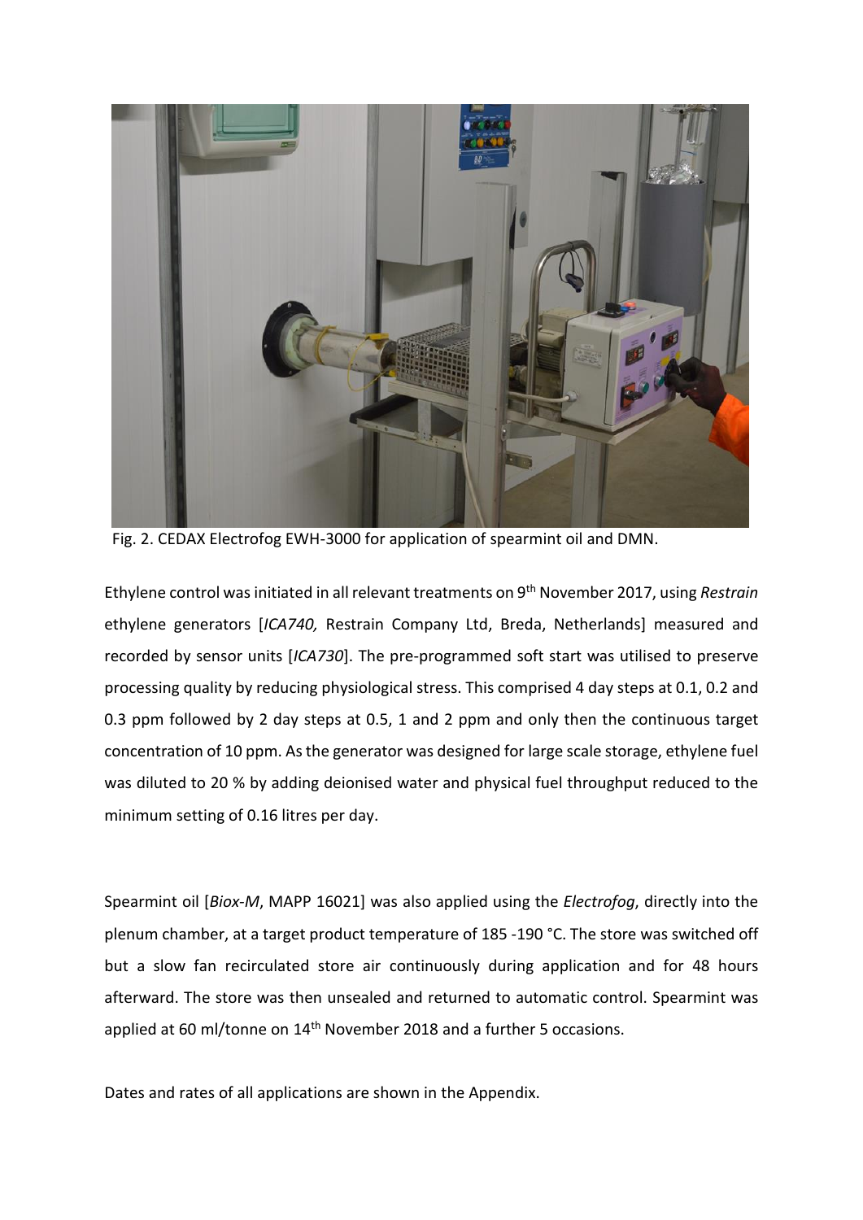Fig. 2. CEDAX Electrofog EWH-3000 for application of spearmint oil and DMN.

Ethylene control was initiated in all relevant treatments on 9th November 2017, using *Restrain* ethylene generators [*ICA740,* Restrain Company Ltd, Breda, Netherlands] measured and recorded by sensor units [*ICA730*]. The pre-programmed soft start was utilised to preserve processing quality by reducing physiological stress. This comprised 4 day steps at 0.1, 0.2 and 0.3 ppm followed by 2 day steps at 0.5, 1 and 2 ppm and only then the continuous target concentration of 10 ppm. As the generator was designed for large scale storage, ethylene fuel was diluted to 20 % by adding deionised water and physical fuel throughput reduced to the minimum setting of 0.16 litres per day.

Spearmint oil [*Biox-M*, MAPP 16021] was also applied using the *Electrofog*, directly into the plenum chamber, at a target product temperature of 185 -190 °C. The store was switched off but a slow fan recirculated store air continuously during application and for 48 hours afterward. The store was then unsealed and returned to automatic control. Spearmint was applied at 60 ml/tonne on 14th November 2018 and a further 5 occasions.

Dates and rates of all applications are shown in the Appendix.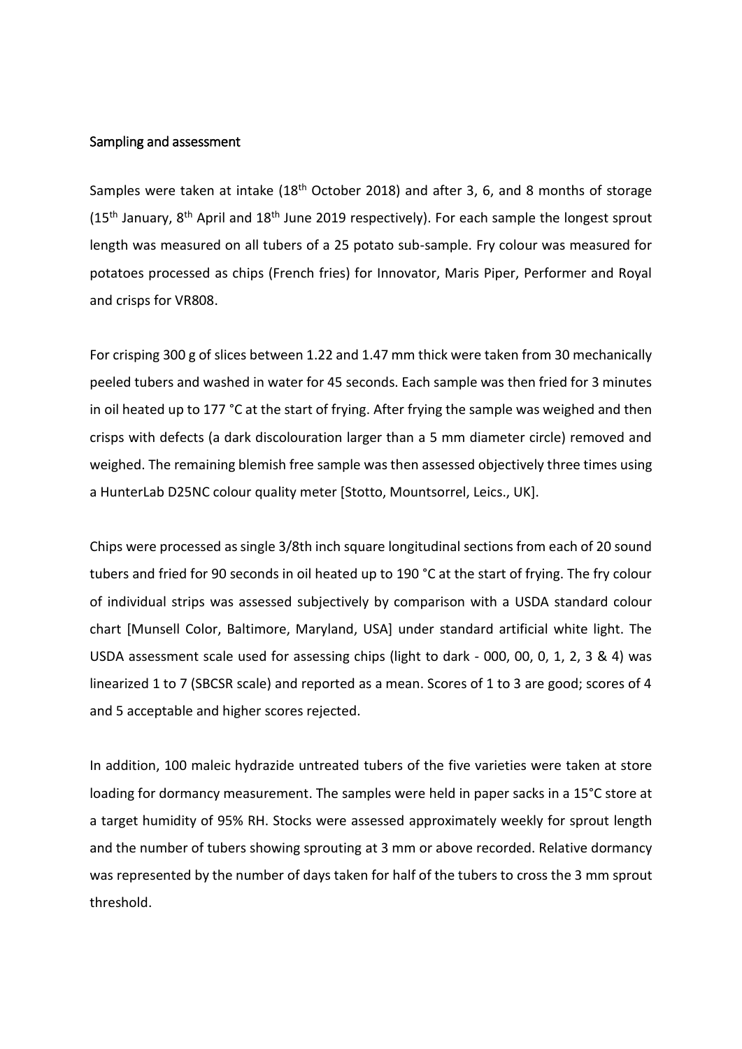## Sampling and assessment

Samples were taken at intake (18th October 2018) and after 3, 6, and 8 months of storage (15th January, 8th April and 18th June 2019 respectively). For each sample the longest sprout length was measured on all tubers of a 25 potato sub-sample. Fry colour was measured for potatoes processed as chips (French fries) for Innovator, Maris Piper, Performer and Royal and crisps for VR808.

For crisping 300 g of slices between 1.22 and 1.47 mm thick were taken from 30 mechanically peeled tubers and washed in water for 45 seconds. Each sample was then fried for 3 minutes in oil heated up to 177 °C at the start of frying. After frying the sample was weighed and then crisps with defects (a dark discolouration larger than a 5 mm diameter circle) removed and weighed. The remaining blemish free sample was then assessed objectively three times using a HunterLab D25NC colour quality meter [Stotto, Mountsorrel, Leics., UK].

Chips were processed as single 3/8th inch square longitudinal sections from each of 20 sound tubers and fried for 90 seconds in oil heated up to 190 °C at the start of frying. The fry colour of individual strips was assessed subjectively by comparison with a USDA standard colour chart [Munsell Color, Baltimore, Maryland, USA] under standard artificial white light. The USDA assessment scale used for assessing chips (light to dark - 000, 00, 0, 1, 2, 3 & 4) was linearized 1 to 7 (SBCSR scale) and reported as a mean. Scores of 1 to 3 are good; scores of 4 and 5 acceptable and higher scores rejected.

In addition, 100 maleic hydrazide untreated tubers of the five varieties were taken at store loading for dormancy measurement. The samples were held in paper sacks in a 15°C store at a target humidity of 95% RH. Stocks were assessed approximately weekly for sprout length and the number of tubers showing sprouting at 3 mm or above recorded. Relative dormancy was represented by the number of days taken for half of the tubers to cross the 3 mm sprout threshold.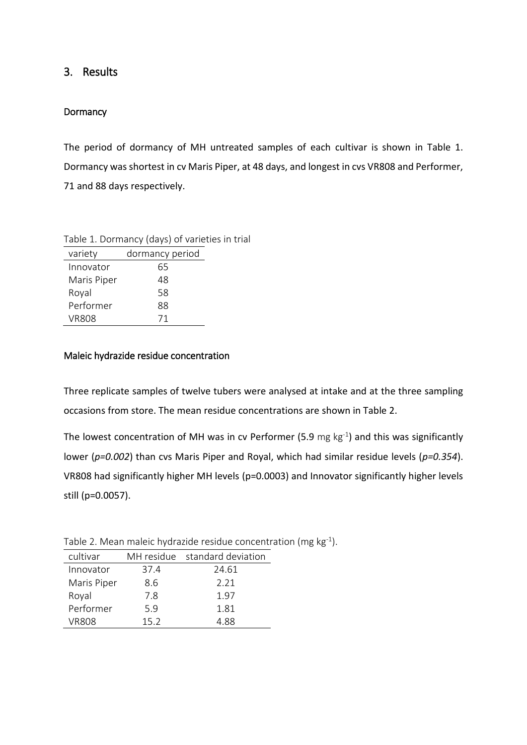## 3. Results

### Dormancy

The period of dormancy of MH untreated samples of each cultivar is shown in Table 1. Dormancy was shortest in cv Maris Piper, at 48 days, and longest in cvs VR808 and Performer, 71 and 88 days respectively.

Table 1. Dormancy (days) of varieties in trial

| variety | dormancy period |
|---|---|
| Innovator | 65 |
| Maris Piper | 48 |
| Royal | 58 |
| Performer | 88 |
| VR808 | 71 |

### Maleic hydrazide residue concentration

Three replicate samples of twelve tubers were analysed at intake and at the three sampling occasions from store. The mean residue concentrations are shown in Table 2.

The lowest concentration of MH was in cv Performer (5.9 mg $kg^{-1}$) and this was significantly lower (*p=0.002*) than cvs Maris Piper and Royal, which had similar residue levels (*p=0.354*). VR808 had significantly higher MH levels (p=0.0003) and Innovator significantly higher levels still (p=0.0057).

Table 2. Mean maleic hydrazide residue concentration (mg $kg^{-1}$).

| cultivar | MH residue | standard deviation |
|---|---|---|
| Innovator | 37.4 | 24.61 |
| Maris Piper | 8.6 | 2.21 |
| Royal | 7.8 | 1.97 |
| Performer | 5.9 | 1.81 |
| VR808 | 15.2 | 4.88 |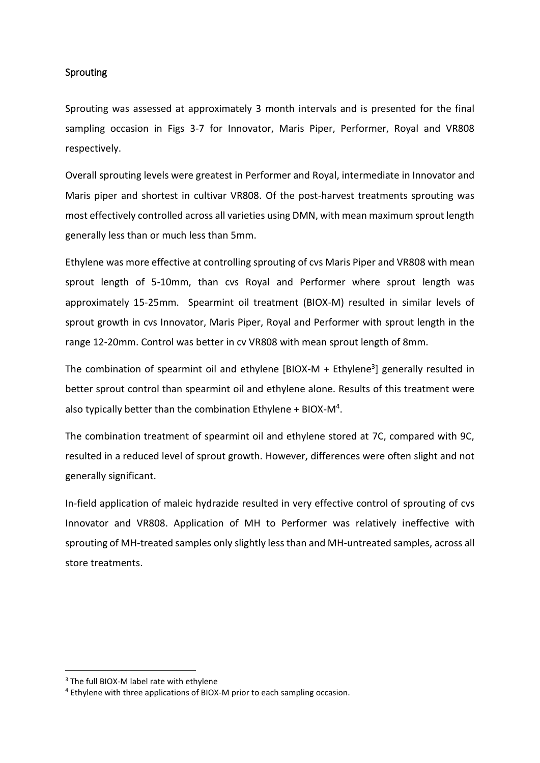## Sprouting

Sprouting was assessed at approximately 3 month intervals and is presented for the final sampling occasion in Figs 3-7 for Innovator, Maris Piper, Performer, Royal and VR808 respectively.

Overall sprouting levels were greatest in Performer and Royal, intermediate in Innovator and Maris piper and shortest in cultivar VR808. Of the post-harvest treatments sprouting was most effectively controlled across all varieties using DMN, with mean maximum sprout length generally less than or much less than 5mm.

Ethylene was more effective at controlling sprouting of cvs Maris Piper and VR808 with mean sprout length of 5-10mm, than cvs Royal and Performer where sprout length was approximately 15-25mm. Spearmint oil treatment (BIOX-M) resulted in similar levels of sprout growth in cvs Innovator, Maris Piper, Royal and Performer with sprout length in the range 12-20mm. Control was better in cv VR808 with mean sprout length of 8mm.

The combination of spearmint oil and ethylene [BIOX-M + Ethylene[3]] generally resulted in better sprout control than spearmint oil and ethylene alone. Results of this treatment were also typically better than the combination Ethylene + BIOX-M[4].

The combination treatment of spearmint oil and ethylene stored at 7C, compared with 9C, resulted in a reduced level of sprout growth. However, differences were often slight and not generally significant.

In-field application of maleic hydrazide resulted in very effective control of sprouting of cvs Innovator and VR808. Application of MH to Performer was relatively ineffective with sprouting of MH-treated samples only slightly less than and MH-untreated samples, across all store treatments.

---

[3] The full BIOX-M label rate with ethylene

[4] Ethylene with three applications of BIOX-M prior to each sampling occasion.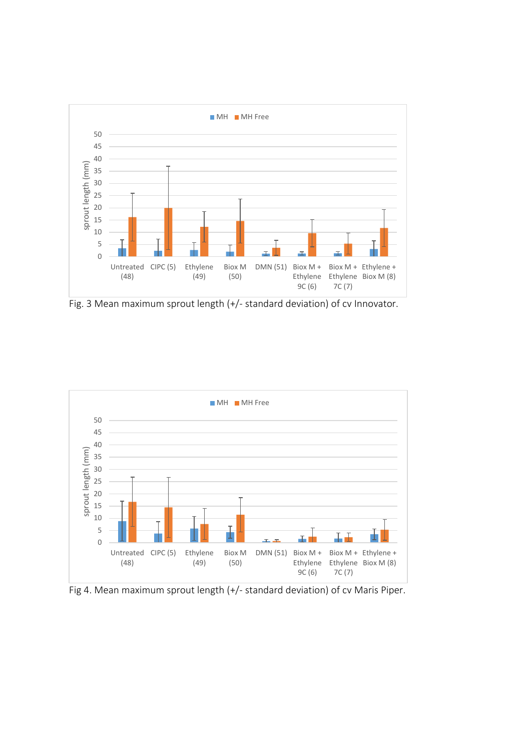Fig. 3 Mean maximum sprout length (+/- standard deviation) of cv Innovator.

Fig 4. Mean maximum sprout length (+/- standard deviation) of cv Maris Piper.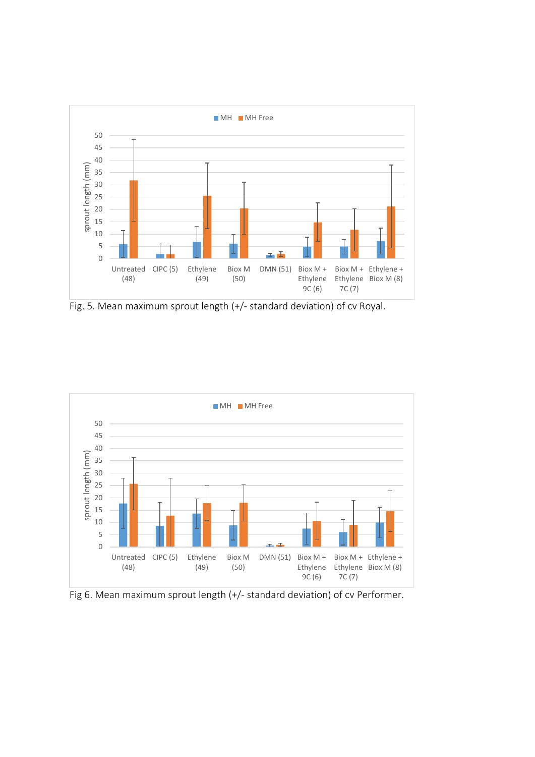Fig. 5. Mean maximum sprout length (+/- standard deviation) of cv Royal.

Fig 6. Mean maximum sprout length (+/- standard deviation) of cv Performer.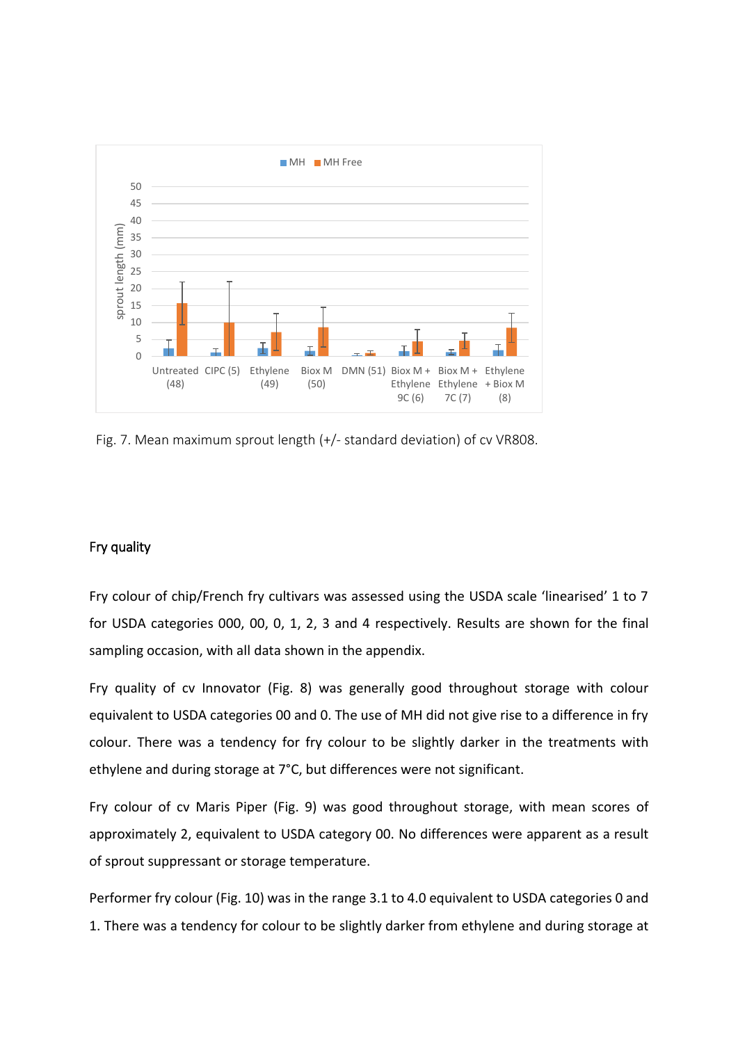Fig. 7. Mean maximum sprout length (+/- standard deviation) of cv VR808.

## Fry quality

Fry colour of chip/French fry cultivars was assessed using the USDA scale 'linearised' 1 to 7 for USDA categories 000, 00, 0, 1, 2, 3 and 4 respectively. Results are shown for the final sampling occasion, with all data shown in the appendix.

Fry quality of cv Innovator (Fig. 8) was generally good throughout storage with colour equivalent to USDA categories 00 and 0. The use of MH did not give rise to a difference in fry colour. There was a tendency for fry colour to be slightly darker in the treatments with ethylene and during storage at 7°C, but differences were not significant.

Fry colour of cv Maris Piper (Fig. 9) was good throughout storage, with mean scores of approximately 2, equivalent to USDA category 00. No differences were apparent as a result of sprout suppressant or storage temperature.

Performer fry colour (Fig. 10) was in the range 3.1 to 4.0 equivalent to USDA categories 0 and 1. There was a tendency for colour to be slightly darker from ethylene and during storage at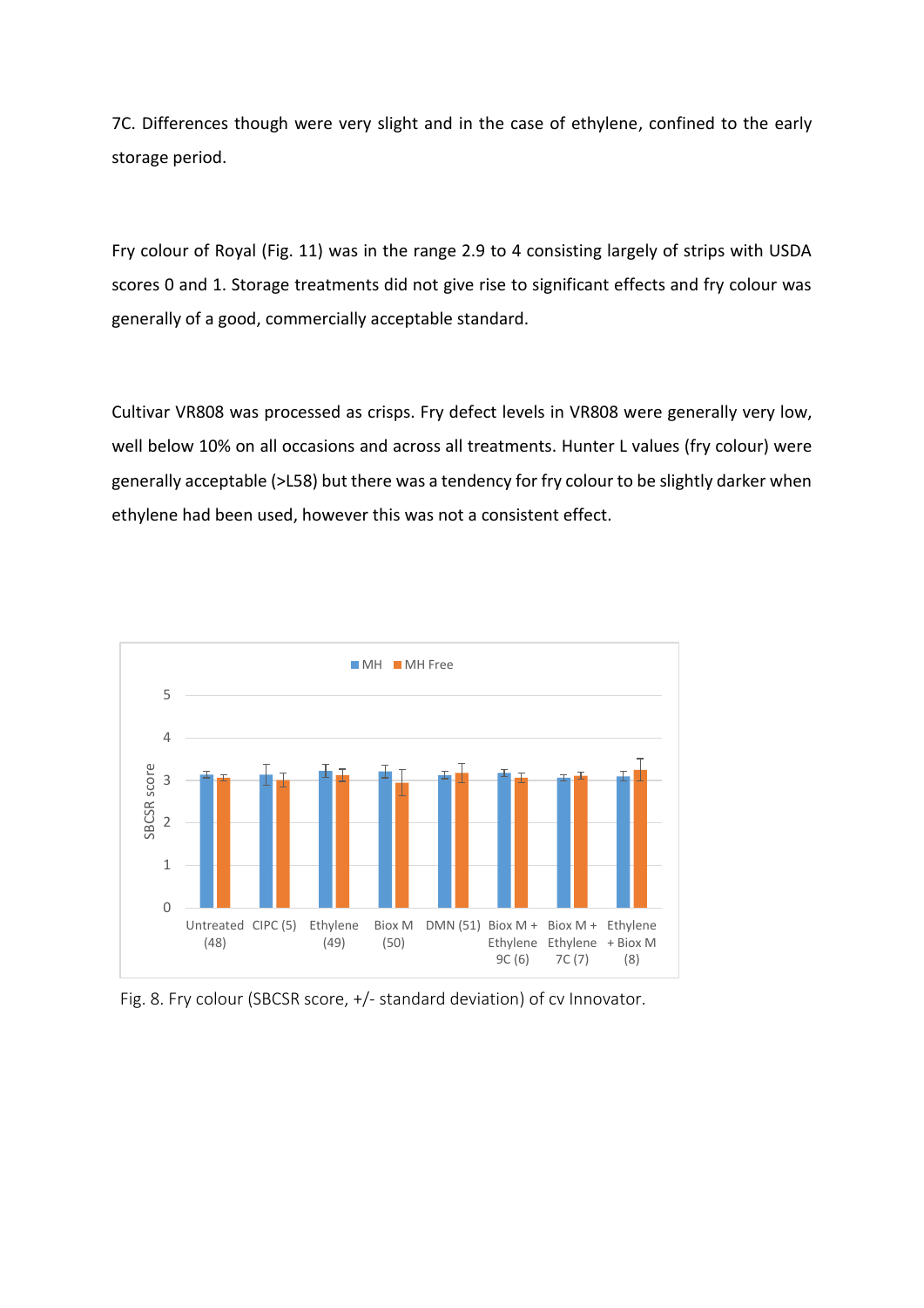7C. Differences though were very slight and in the case of ethylene, confined to the early storage period.

Fry colour of Royal (Fig. 11) was in the range 2.9 to 4 consisting largely of strips with USDA scores 0 and 1. Storage treatments did not give rise to significant effects and fry colour was generally of a good, commercially acceptable standard.

Cultivar VR808 was processed as crisps. Fry defect levels in VR808 were generally very low, well below 10% on all occasions and across all treatments. Hunter L values (fry colour) were generally acceptable (>L58) but there was a tendency for fry colour to be slightly darker when ethylene had been used, however this was not a consistent effect.

Fig. 8. Fry colour (SBCSR score, +/- standard deviation) of cv Innovator.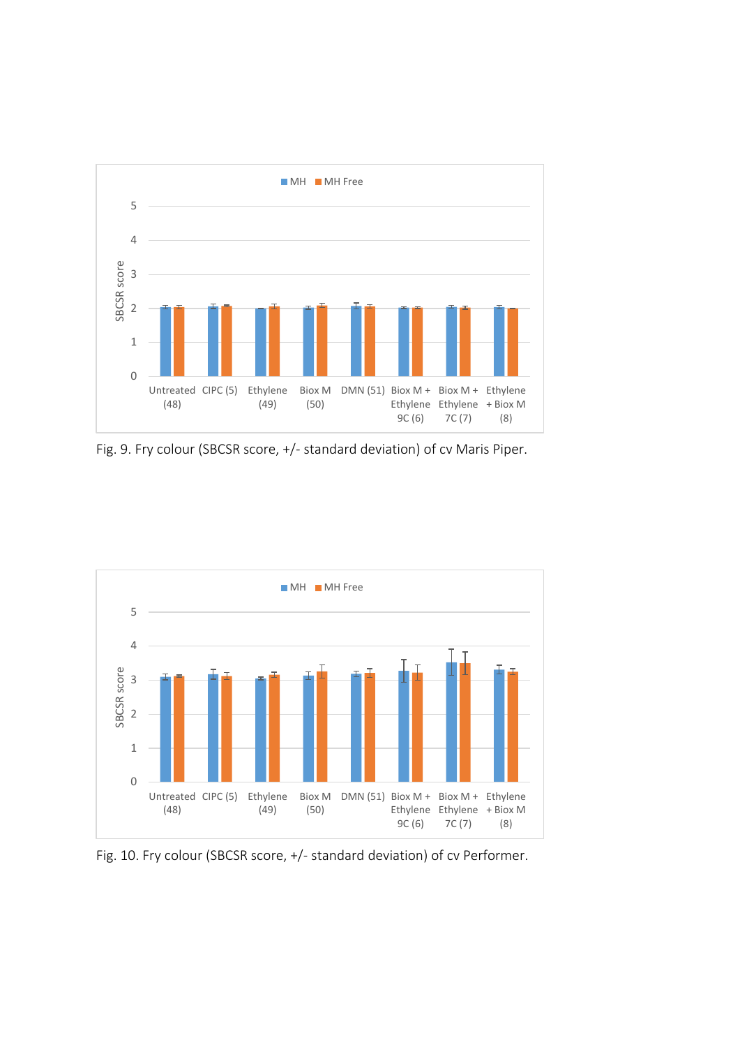Fig. 9. Fry colour (SBCSR score, +/- standard deviation) of cv Maris Piper.

Fig. 10. Fry colour (SBCSR score, +/- standard deviation) of cv Performer.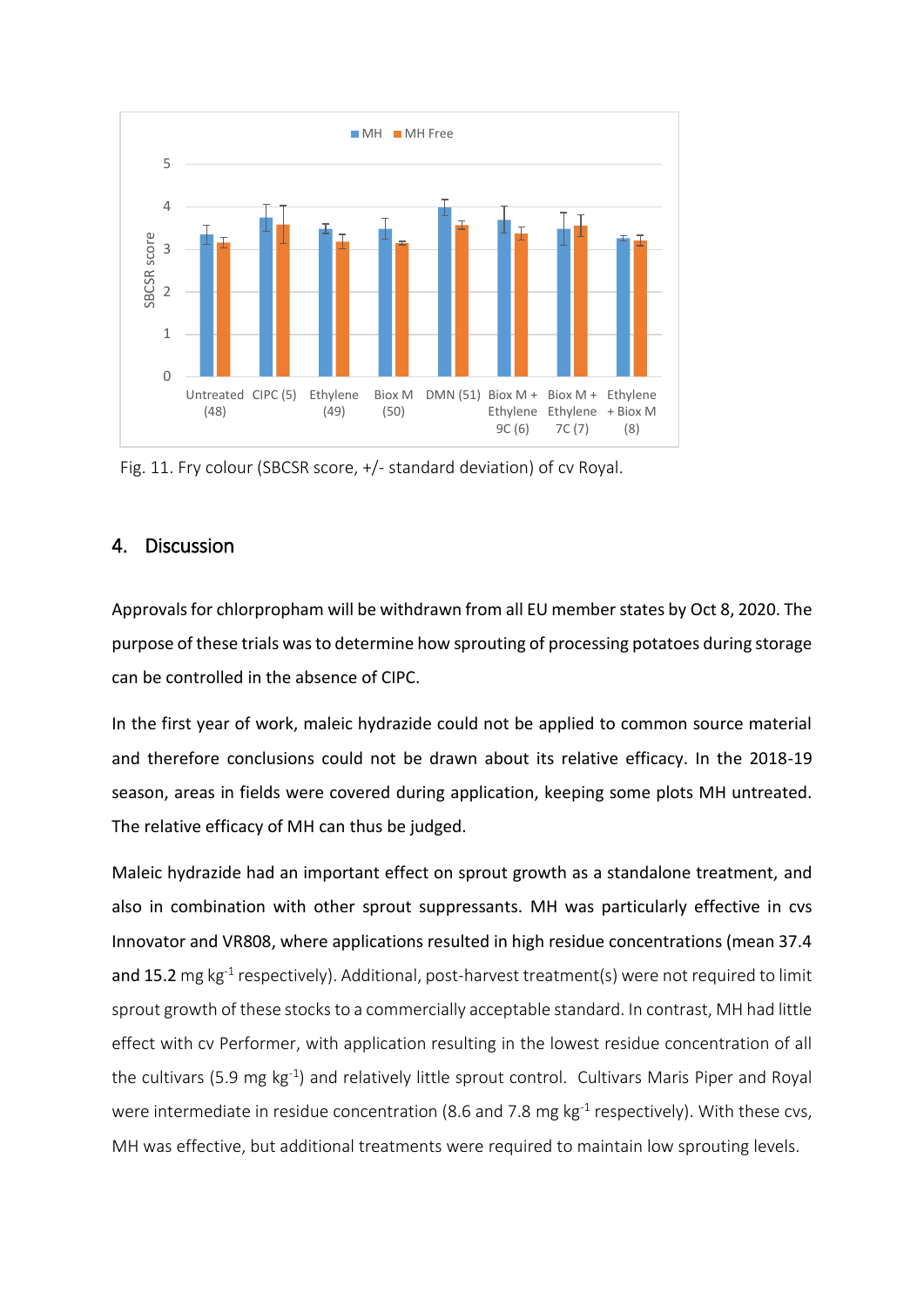Fig. 11. Fry colour (SBCSR score, +/- standard deviation) of cv Royal.

## 4. Discussion

Approvals for chlorpropham will be withdrawn from all EU member states by Oct 8, 2020. The purpose of these trials was to determine how sprouting of processing potatoes during storage can be controlled in the absence of CIPC.

In the first year of work, maleic hydrazide could not be applied to common source material and therefore conclusions could not be drawn about its relative efficacy. In the 2018-19 season, areas in fields were covered during application, keeping some plots MH untreated. The relative efficacy of MH can thus be judged.

Maleic hydrazide had an important effect on sprout growth as a standalone treatment, and also in combination with other sprout suppressants. MH was particularly effective in cvs Innovator and VR808, where applications resulted in high residue concentrations (mean 37.4 and 15.2 mg $kg^{-1}$ respectively). Additional, post-harvest treatment(s) were not required to limit sprout growth of these stocks to a commercially acceptable standard. In contrast, MH had little effect with cv Performer, with application resulting in the lowest residue concentration of all the cultivars (5.9 mg $kg^{-1}$) and relatively little sprout control. Cultivars Maris Piper and Royal were intermediate in residue concentration (8.6 and 7.8 mg $kg^{-1}$ respectively). With these cvs, MH was effective, but additional treatments were required to maintain low sprouting levels.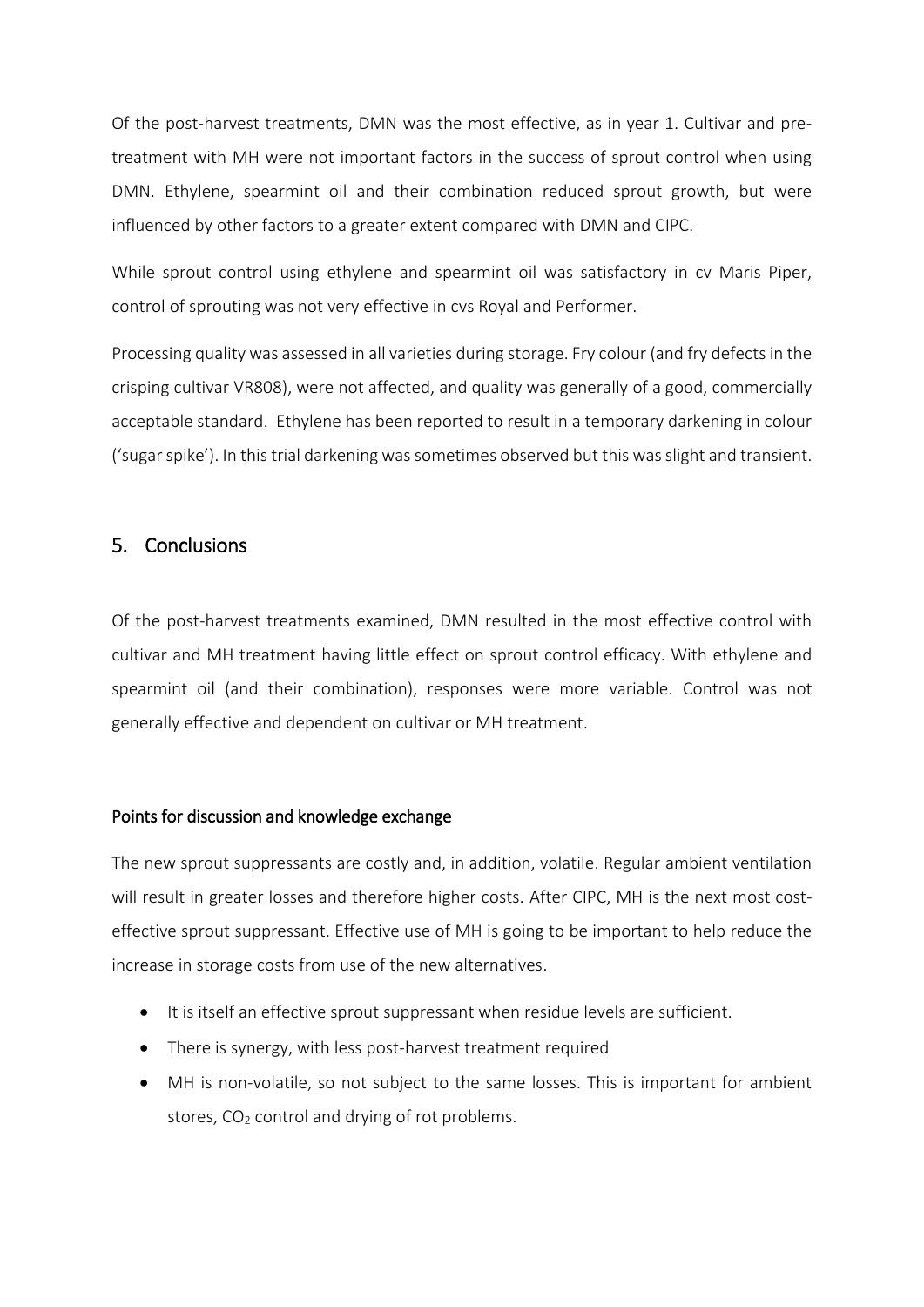Of the post-harvest treatments, DMN was the most effective, as in year 1. Cultivar and pre-treatment with MH were not important factors in the success of sprout control when using DMN. Ethylene, spearmint oil and their combination reduced sprout growth, but were influenced by other factors to a greater extent compared with DMN and CIPC.

While sprout control using ethylene and spearmint oil was satisfactory in cv Maris Piper, control of sprouting was not very effective in cvs Royal and Performer.

Processing quality was assessed in all varieties during storage. Fry colour (and fry defects in the crisping cultivar VR808), were not affected, and quality was generally of a good, commercially acceptable standard. Ethylene has been reported to result in a temporary darkening in colour ('sugar spike'). In this trial darkening was sometimes observed but this was slight and transient.

## 5. Conclusions

Of the post-harvest treatments examined, DMN resulted in the most effective control with cultivar and MH treatment having little effect on sprout control efficacy. With ethylene and spearmint oil (and their combination), responses were more variable. Control was not generally effective and dependent on cultivar or MH treatment.

### Points for discussion and knowledge exchange

The new sprout suppressants are costly and, in addition, volatile. Regular ambient ventilation will result in greater losses and therefore higher costs. After CIPC, MH is the next most cost-effective sprout suppressant. Effective use of MH is going to be important to help reduce the increase in storage costs from use of the new alternatives.

- It is itself an effective sprout suppressant when residue levels are sufficient.
- There is synergy, with less post-harvest treatment required
- MH is non-volatile, so not subject to the same losses. This is important for ambient stores, $CO_2$ control and drying of rot problems.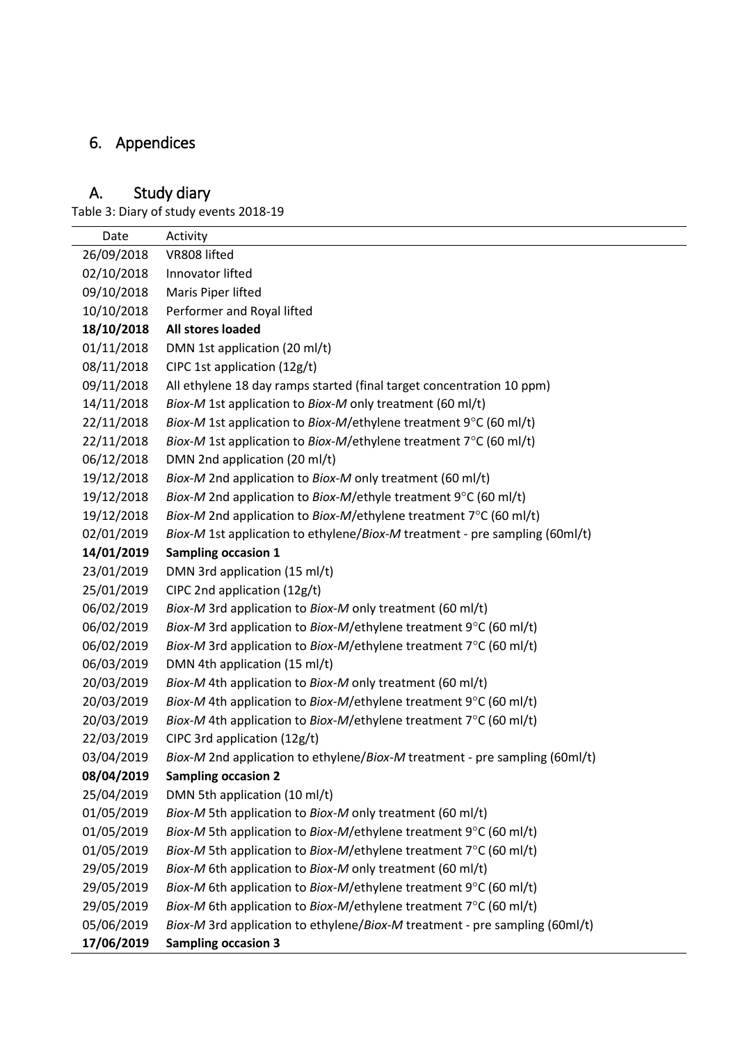# 6. Appendices

## A. Study diary

Table 3: Diary of study events 2018-19

| Date | Activity |
|---|---|
| 26/09/2018 | VR808 lifted |
| 02/10/2018 | Innovator lifted |
| 09/10/2018 | Maris Piper lifted |
| 10/10/2018 | Performer and Royal lifted |
| **18/10/2018** | **All stores loaded** |
| 01/11/2018 | DMN 1st application (20 ml/t) |
| 08/11/2018 | CIPC 1st application (12g/t) |
| 09/11/2018 | All ethylene 18 day ramps started (final target concentration 10 ppm) |
| 14/11/2018 | *Biox-M* 1st application to *Biox-M* only treatment (60 ml/t) |
| 22/11/2018 | *Biox-M* 1st application to *Biox-M*/ethylene treatment 9°C (60 ml/t) |
| 22/11/2018 | *Biox-M* 1st application to *Biox-M*/ethylene treatment 7°C (60 ml/t) |
| 06/12/2018 | DMN 2nd application (20 ml/t) |
| 19/12/2018 | *Biox-M* 2nd application to *Biox-M* only treatment (60 ml/t) |
| 19/12/2018 | *Biox-M* 2nd application to *Biox-M*/ethyle treatment 9°C (60 ml/t) |
| 19/12/2018 | *Biox-M* 2nd application to *Biox-M*/ethylene treatment 7°C (60 ml/t) |
| 02/01/2019 | *Biox-M* 1st application to ethylene/*Biox-M* treatment - pre sampling (60ml/t) |
| **14/01/2019** | **Sampling occasion 1** |
| 23/01/2019 | DMN 3rd application (15 ml/t) |
| 25/01/2019 | CIPC 2nd application (12g/t) |
| 06/02/2019 | *Biox-M* 3rd application to *Biox-M* only treatment (60 ml/t) |
| 06/02/2019 | *Biox-M* 3rd application to *Biox-M*/ethylene treatment 9°C (60 ml/t) |
| 06/02/2019 | *Biox-M* 3rd application to *Biox-M*/ethylene treatment 7°C (60 ml/t) |
| 06/03/2019 | DMN 4th application (15 ml/t) |
| 20/03/2019 | *Biox-M* 4th application to *Biox-M* only treatment (60 ml/t) |
| 20/03/2019 | *Biox-M* 4th application to *Biox-M*/ethylene treatment 9°C (60 ml/t) |
| 20/03/2019 | *Biox-M* 4th application to *Biox-M*/ethylene treatment 7°C (60 ml/t) |
| 22/03/2019 | CIPC 3rd application (12g/t) |
| 03/04/2019 | *Biox-M* 2nd application to ethylene/*Biox-M* treatment - pre sampling (60ml/t) |
| **08/04/2019** | **Sampling occasion 2** |
| 25/04/2019 | DMN 5th application (10 ml/t) |
| 01/05/2019 | *Biox-M* 5th application to *Biox-M* only treatment (60 ml/t) |
| 01/05/2019 | *Biox-M* 5th application to *Biox-M*/ethylene treatment 9°C (60 ml/t) |
| 01/05/2019 | *Biox-M* 5th application to *Biox-M*/ethylene treatment 7°C (60 ml/t) |
| 29/05/2019 | *Biox-M* 6th application to *Biox-M* only treatment (60 ml/t) |
| 29/05/2019 | *Biox-M* 6th application to *Biox-M*/ethylene treatment 9°C (60 ml/t) |
| 29/05/2019 | *Biox-M* 6th application to *Biox-M*/ethylene treatment 7°C (60 ml/t) |
| 05/06/2019 | *Biox-M* 3rd application to ethylene/*Biox-M* treatment - pre sampling (60ml/t) |
| **17/06/2019** | **Sampling occasion 3** |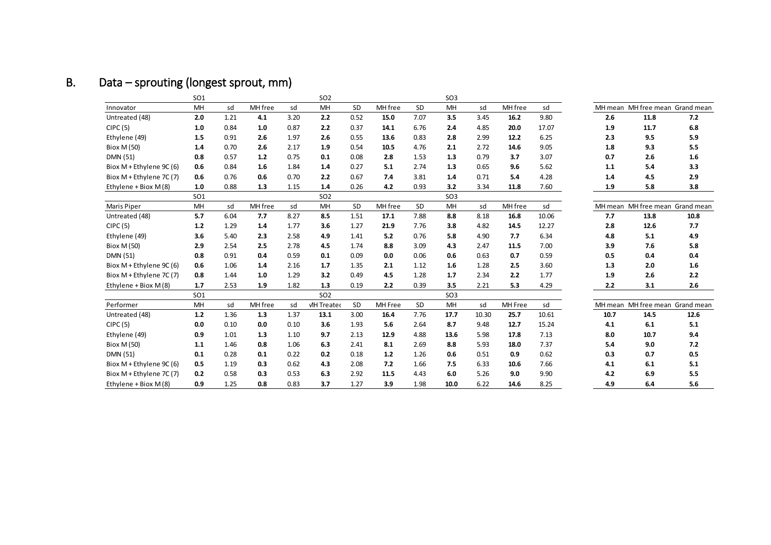## B. Data – sprouting (longest sprout, mm)

| | SO1 | | | | SO2 | | | | SO3 | | | | | | |
|---|---|---|---|---|---|---|---|---|---|---|---|---|---|---|---|
| Innovator | MH | sd | MH free | sd | MH | SD | MH free | SD | MH | sd | MH free | sd | MH mean | MH free mean | Grand mean |
| Untreated (48) | **2.0** | 1.21 | **4.1** | 3.20 | **2.2** | 0.52 | **15.0** | 7.07 | **3.5** | 3.45 | **16.2** | 9.80 | **2.6** | **11.8** | **7.2** |
| CIPC (5) | **1.0** | 0.84 | **1.0** | 0.87 | **2.2** | 0.37 | **14.1** | 6.76 | **2.4** | 4.85 | **20.0** | 17.07 | **1.9** | **11.7** | **6.8** |
| Ethylene (49) | **1.5** | 0.91 | **2.6** | 1.97 | **2.6** | 0.55 | **13.6** | 0.83 | **2.8** | 2.99 | **12.2** | 6.25 | **2.3** | **9.5** | **5.9** |
| Biox M (50) | **1.4** | 0.70 | **2.6** | 2.17 | **1.9** | 0.54 | **10.5** | 4.76 | **2.1** | 2.72 | **14.6** | 9.05 | **1.8** | **9.3** | **5.5** |
| DMN (51) | **0.8** | 0.57 | **1.2** | 0.75 | **0.1** | 0.08 | **2.8** | 1.53 | **1.3** | 0.79 | **3.7** | 3.07 | **0.7** | **2.6** | **1.6** |
| Biox M + Ethylene 9C (6) | **0.6** | 0.84 | **1.6** | 1.84 | **1.4** | 0.27 | **5.1** | 2.74 | **1.3** | 0.65 | **9.6** | 5.62 | **1.1** | **5.4** | **3.3** |
| Biox M + Ethylene 7C (7) | **0.6** | 0.76 | **0.6** | 0.70 | **2.2** | 0.67 | **7.4** | 3.81 | **1.4** | 0.71 | **5.4** | 4.28 | **1.4** | **4.5** | **2.9** |
| Ethylene + Biox M (8) | **1.0** | 0.88 | **1.3** | 1.15 | **1.4** | 0.26 | **4.2** | 0.93 | **3.2** | 3.34 | **11.8** | 7.60 | **1.9** | **5.8** | **3.8** |
| | SO1 | | | | SO2 | | | | SO3 | | | | | | |
| Maris Piper | MH | sd | MH free | sd | MH | SD | MH free | SD | MH | sd | MH free | sd | MH mean | MH free mean | Grand mean |
| Untreated (48) | **5.7** | 6.04 | **7.7** | 8.27 | **8.5** | 1.51 | **17.1** | 7.88 | **8.8** | 8.18 | **16.8** | 10.06 | **7.7** | **13.8** | **10.8** |
| CIPC (5) | **1.2** | 1.29 | **1.4** | 1.77 | **3.6** | 1.27 | **21.9** | 7.76 | **3.8** | 4.82 | **14.5** | 12.27 | **2.8** | **12.6** | **7.7** |
| Ethylene (49) | **3.6** | 5.40 | **2.3** | 2.58 | **4.9** | 1.41 | **5.2** | 0.76 | **5.8** | 4.90 | **7.7** | 6.34 | **4.8** | **5.1** | **4.9** |
| Biox M (50) | **2.9** | 2.54 | **2.5** | 2.78 | **4.5** | 1.74 | **8.8** | 3.09 | **4.3** | 2.47 | **11.5** | 7.00 | **3.9** | **7.6** | **5.8** |
| DMN (51) | **0.8** | 0.91 | **0.4** | 0.59 | **0.1** | 0.09 | **0.0** | 0.06 | **0.6** | 0.63 | **0.7** | 0.59 | **0.5** | **0.4** | **0.4** |
| Biox M + Ethylene 9C (6) | **0.6** | 1.06 | **1.4** | 2.16 | **1.7** | 1.35 | **2.1** | 1.12 | **1.6** | 1.28 | **2.5** | 3.60 | **1.3** | **2.0** | **1.6** |
| Biox M + Ethylene 7C (7) | **0.8** | 1.44 | **1.0** | 1.29 | **3.2** | 0.49 | **4.5** | 1.28 | **1.7** | 2.34 | **2.2** | 1.77 | **1.9** | **2.6** | **2.2** |
| Ethylene + Biox M (8) | **1.7** | 2.53 | **1.9** | 1.82 | **1.3** | 0.19 | **2.2** | 0.39 | **3.5** | 2.21 | **5.3** | 4.29 | **2.2** | **3.1** | **2.6** |
| | SO1 | | | | SO2 | | | | SO3 | | | | | | |
| Performer | MH | sd | MH free | sd | MH Treated | SD | MH Free | SD | MH | sd | MH Free | sd | MH mean | MH free mean | Grand mean |
| Untreated (48) | **1.2** | 1.36 | **1.3** | 1.37 | **13.1** | 3.00 | **16.4** | 7.76 | **17.7** | 10.30 | **25.7** | 10.61 | **10.7** | **14.5** | **12.6** |
| CIPC (5) | **0.0** | 0.10 | **0.0** | 0.10 | **3.6** | 1.93 | **5.6** | 2.64 | **8.7** | 9.48 | **12.7** | 15.24 | **4.1** | **6.1** | **5.1** |
| Ethylene (49) | **0.9** | 1.01 | **1.3** | 1.10 | **9.7** | 2.13 | **12.9** | 4.88 | **13.6** | 5.98 | **17.8** | 7.13 | **8.0** | **10.7** | **9.4** |
| Biox M (50) | **1.1** | 1.46 | **0.8** | 1.06 | **6.3** | 2.41 | **8.1** | 2.69 | **8.8** | 5.93 | **18.0** | 7.37 | **5.4** | **9.0** | **7.2** |
| DMN (51) | **0.1** | 0.28 | **0.1** | 0.22 | **0.2** | 0.18 | **1.2** | 1.26 | **0.6** | 0.51 | **0.9** | 0.62 | **0.3** | **0.7** | **0.5** |
| Biox M + Ethylene 9C (6) | **0.5** | 1.19 | **0.3** | 0.62 | **4.3** | 2.08 | **7.2** | 1.66 | **7.5** | 6.33 | **10.6** | 7.66 | **4.1** | **6.1** | **5.1** |
| Biox M + Ethylene 7C (7) | **0.2** | 0.58 | **0.3** | 0.53 | **6.3** | 2.92 | **11.5** | 4.43 | **6.0** | 5.26 | **9.0** | 9.90 | **4.2** | **6.9** | **5.5** |
| Ethylene + Biox M (8) | **0.9** | 1.25 | **0.8** | 0.83 | **3.7** | 1.27 | **3.9** | 1.98 | **10.0** | 6.22 | **14.6** | 8.25 | **4.9** | **6.4** | **5.6** |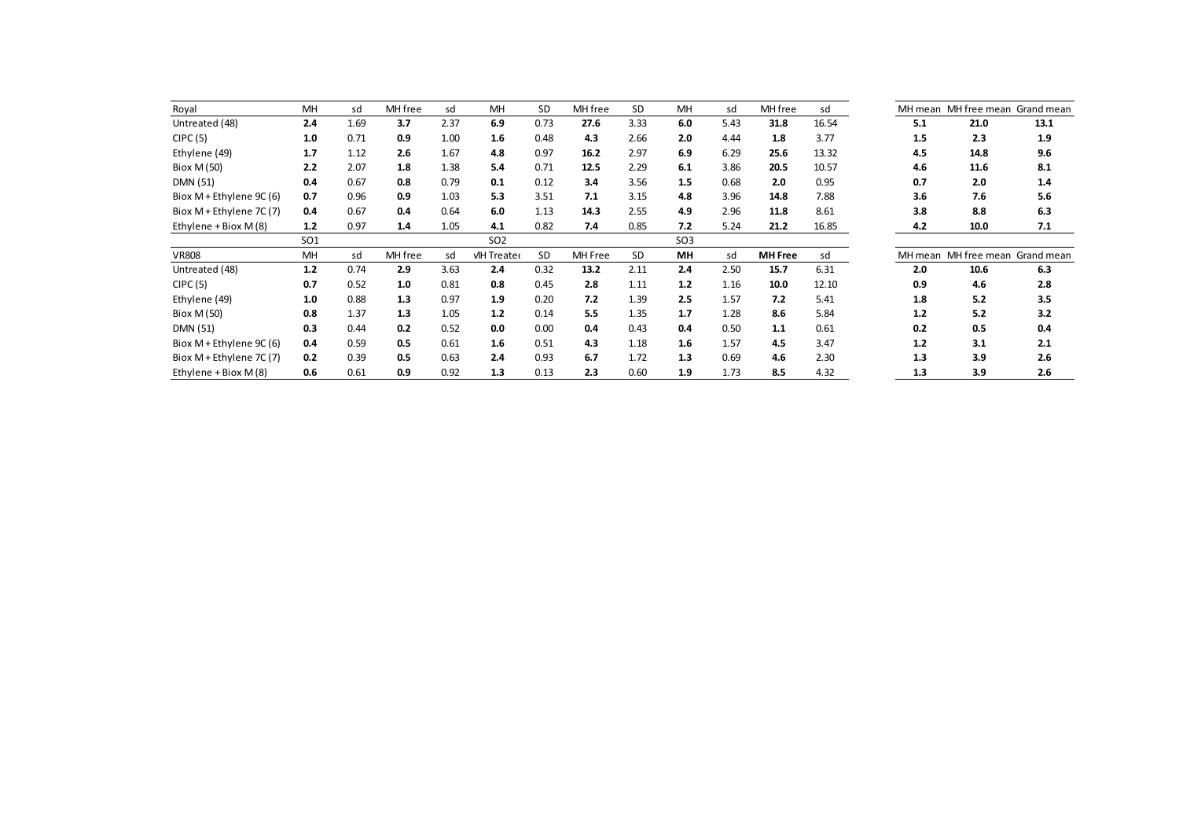| Royal | MH | sd | MH free | sd | MH | SD | MH free | SD | MH | sd | MH free | sd | | MH mean | MH free mean | Grand mean |
|---|---|---|---|---|---|---|---|---|---|---|---|---|---|---|---|---|
| Untreated (48) | **2.4** | 1.69 | **3.7** | 2.37 | **6.9** | 0.73 | **27.6** | 3.33 | **6.0** | 5.43 | **31.8** | 16.54 | | **5.1** | **21.0** | **13.1** |
| CIPC (5) | **1.0** | 0.71 | **0.9** | 1.00 | **1.6** | 0.48 | **4.3** | 2.66 | **2.0** | 4.44 | **1.8** | 3.77 | | **1.5** | **2.3** | **1.9** |
| Ethylene (49) | **1.7** | 1.12 | **2.6** | 1.67 | **4.8** | 0.97 | **16.2** | 2.97 | **6.9** | 6.29 | **25.6** | 13.32 | | **4.5** | **14.8** | **9.6** |
| Biox M (50) | **2.2** | 2.07 | **1.8** | 1.38 | **5.4** | 0.71 | **12.5** | 2.29 | **6.1** | 3.86 | **20.5** | 10.57 | | **4.6** | **11.6** | **8.1** |
| DMN (51) | **0.4** | 0.67 | **0.8** | 0.79 | **0.1** | 0.12 | **3.4** | 3.56 | **1.5** | 0.68 | **2.0** | 0.95 | | **0.7** | **2.0** | **1.4** |
| Biox M + Ethylene 9C (6) | **0.7** | 0.96 | **0.9** | 1.03 | **5.3** | 3.51 | **7.1** | 3.15 | **4.8** | 3.96 | **14.8** | 7.88 | | **3.6** | **7.6** | **5.6** |
| Biox M + Ethylene 7C (7) | **0.4** | 0.67 | **0.4** | 0.64 | **6.0** | 1.13 | **14.3** | 2.55 | **4.9** | 2.96 | **11.8** | 8.61 | | **3.8** | **8.8** | **6.3** |
| Ethylene + Biox M (8) | **1.2** | 0.97 | **1.4** | 1.05 | **4.1** | 0.82 | **7.4** | 0.85 | **7.2** | 5.24 | **21.2** | 16.85 | | **4.2** | **10.0** | **7.1** |
| | SO1 | | | | SO2 | | | | SO3 | | | | | | | |
| VR808 | MH | sd | MH free | sd | MH Treated | SD | MH Free | SD | **MH** | sd | **MH Free** | sd | | MH mean | MH free mean | Grand mean |
| Untreated (48) | **1.2** | 0.74 | **2.9** | 3.63 | **2.4** | 0.32 | **13.2** | 2.11 | **2.4** | 2.50 | **15.7** | 6.31 | | **2.0** | **10.6** | **6.3** |
| CIPC (5) | **0.7** | 0.52 | **1.0** | 0.81 | **0.8** | 0.45 | **2.8** | 1.11 | **1.2** | 1.16 | **10.0** | 12.10 | | **0.9** | **4.6** | **2.8** |
| Ethylene (49) | **1.0** | 0.88 | **1.3** | 0.97 | **1.9** | 0.20 | **7.2** | 1.39 | **2.5** | 1.57 | **7.2** | 5.41 | | **1.8** | **5.2** | **3.5** |
| Biox M (50) | **0.8** | 1.37 | **1.3** | 1.05 | **1.2** | 0.14 | **5.5** | 1.35 | **1.7** | 1.28 | **8.6** | 5.84 | | **1.2** | **5.2** | **3.2** |
| DMN (51) | **0.3** | 0.44 | **0.2** | 0.52 | **0.0** | 0.00 | **0.4** | 0.43 | **0.4** | 0.50 | **1.1** | 0.61 | | **0.2** | **0.5** | **0.4** |
| Biox M + Ethylene 9C (6) | **0.4** | 0.59 | **0.5** | 0.61 | **1.6** | 0.51 | **4.3** | 1.18 | **1.6** | 1.57 | **4.5** | 3.47 | | **1.2** | **3.1** | **2.1** |
| Biox M + Ethylene 7C (7) | **0.2** | 0.39 | **0.5** | 0.63 | **2.4** | 0.93 | **6.7** | 1.72 | **1.3** | 0.69 | **4.6** | 2.30 | | **1.3** | **3.9** | **2.6** |
| Ethylene + Biox M (8) | **0.6** | 0.61 | **0.9** | 0.92 | **1.3** | 0.13 | **2.3** | 0.60 | **1.9** | 1.73 | **8.5** | 4.32 | | **1.3** | **3.9** | **2.6** |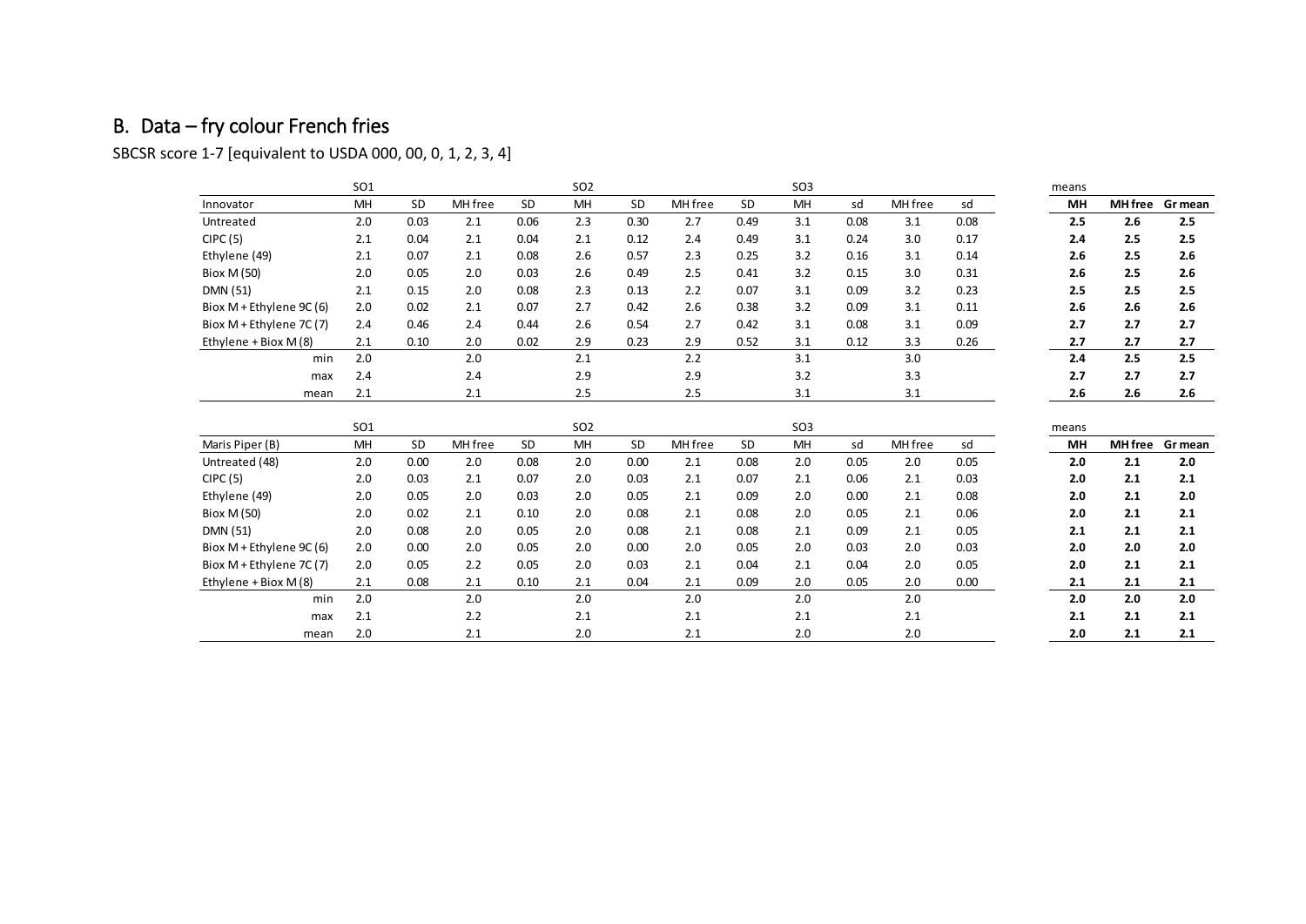## B. Data – fry colour French fries

SBCSR score 1-7 [equivalent to USDA 000, 00, 0, 1, 2, 3, 4]

| | SO1 | | | | SO2 | | | | SO3 | | | | means | | |
|---|---|---|---|---|---|---|---|---|---|---|---|---|---|---|---|
| Innovator | MH | SD | MH free | SD | MH | SD | MH free | SD | MH | sd | MH free | sd | **MH** | **MH free** | **Gr mean** |
| Untreated | 2.0 | 0.03 | 2.1 | 0.06 | 2.3 | 0.30 | 2.7 | 0.49 | 3.1 | 0.08 | 3.1 | 0.08 | **2.5** | **2.6** | **2.5** |
| CIPC (5) | 2.1 | 0.04 | 2.1 | 0.04 | 2.1 | 0.12 | 2.4 | 0.49 | 3.1 | 0.24 | 3.0 | 0.17 | **2.4** | **2.5** | **2.5** |
| Ethylene (49) | 2.1 | 0.07 | 2.1 | 0.08 | 2.6 | 0.57 | 2.3 | 0.25 | 3.2 | 0.16 | 3.1 | 0.14 | **2.6** | **2.5** | **2.6** |
| Biox M (50) | 2.0 | 0.05 | 2.0 | 0.03 | 2.6 | 0.49 | 2.5 | 0.41 | 3.2 | 0.15 | 3.0 | 0.31 | **2.6** | **2.5** | **2.6** |
| DMN (51) | 2.1 | 0.15 | 2.0 | 0.08 | 2.3 | 0.13 | 2.2 | 0.07 | 3.1 | 0.09 | 3.2 | 0.23 | **2.5** | **2.5** | **2.5** |
| Biox M + Ethylene 9C (6) | 2.0 | 0.02 | 2.1 | 0.07 | 2.7 | 0.42 | 2.6 | 0.38 | 3.2 | 0.09 | 3.1 | 0.11 | **2.6** | **2.6** | **2.6** |
| Biox M + Ethylene 7C (7) | 2.4 | 0.46 | 2.4 | 0.44 | 2.6 | 0.54 | 2.7 | 0.42 | 3.1 | 0.08 | 3.1 | 0.09 | **2.7** | **2.7** | **2.7** |
| Ethylene + Biox M (8) | 2.1 | 0.10 | 2.0 | 0.02 | 2.9 | 0.23 | 2.9 | 0.52 | 3.1 | 0.12 | 3.3 | 0.26 | **2.7** | **2.7** | **2.7** |
| min | 2.0 | | 2.0 | | 2.1 | | 2.2 | | 3.1 | | 3.0 | | **2.4** | **2.5** | **2.5** |
| max | 2.4 | | 2.4 | | 2.9 | | 2.9 | | 3.2 | | 3.3 | | **2.7** | **2.7** | **2.7** |
| mean | 2.1 | | 2.1 | | 2.5 | | 2.5 | | 3.1 | | 3.1 | | **2.6** | **2.6** | **2.6** |

| | SO1 | | | | SO2 | | | | SO3 | | | | means | | |
|---|---|---|---|---|---|---|---|---|---|---|---|---|---|---|---|
| Maris Piper (B) | MH | SD | MH free | SD | MH | SD | MH free | SD | MH | sd | MH free | sd | **MH** | **MH free** | **Gr mean** |
| Untreated (48) | 2.0 | 0.00 | 2.0 | 0.08 | 2.0 | 0.00 | 2.1 | 0.08 | 2.0 | 0.05 | 2.0 | 0.05 | **2.0** | **2.1** | **2.0** |
| CIPC (5) | 2.0 | 0.03 | 2.1 | 0.07 | 2.0 | 0.03 | 2.1 | 0.07 | 2.1 | 0.06 | 2.1 | 0.03 | **2.0** | **2.1** | **2.1** |
| Ethylene (49) | 2.0 | 0.05 | 2.0 | 0.03 | 2.0 | 0.05 | 2.1 | 0.09 | 2.0 | 0.00 | 2.1 | 0.08 | **2.0** | **2.1** | **2.0** |
| Biox M (50) | 2.0 | 0.02 | 2.1 | 0.10 | 2.0 | 0.08 | 2.1 | 0.08 | 2.0 | 0.05 | 2.1 | 0.06 | **2.0** | **2.1** | **2.1** |
| DMN (51) | 2.0 | 0.08 | 2.0 | 0.05 | 2.0 | 0.08 | 2.1 | 0.08 | 2.1 | 0.09 | 2.1 | 0.05 | **2.1** | **2.1** | **2.1** |
| Biox M + Ethylene 9C (6) | 2.0 | 0.00 | 2.0 | 0.05 | 2.0 | 0.00 | 2.0 | 0.05 | 2.0 | 0.03 | 2.0 | 0.03 | **2.0** | **2.0** | **2.0** |
| Biox M + Ethylene 7C (7) | 2.0 | 0.05 | 2.2 | 0.05 | 2.0 | 0.03 | 2.1 | 0.04 | 2.1 | 0.04 | 2.0 | 0.05 | **2.0** | **2.1** | **2.1** |
| Ethylene + Biox M (8) | 2.1 | 0.08 | 2.1 | 0.10 | 2.1 | 0.04 | 2.1 | 0.09 | 2.0 | 0.05 | 2.0 | 0.00 | **2.1** | **2.1** | **2.1** |
| min | 2.0 | | 2.0 | | 2.0 | | 2.0 | | 2.0 | | 2.0 | | **2.0** | **2.0** | **2.0** |
| max | 2.1 | | 2.2 | | 2.1 | | 2.1 | | 2.1 | | 2.1 | | **2.1** | **2.1** | **2.1** |
| mean | 2.0 | | 2.1 | | 2.0 | | 2.1 | | 2.0 | | 2.0 | | **2.0** | **2.1** | **2.1** |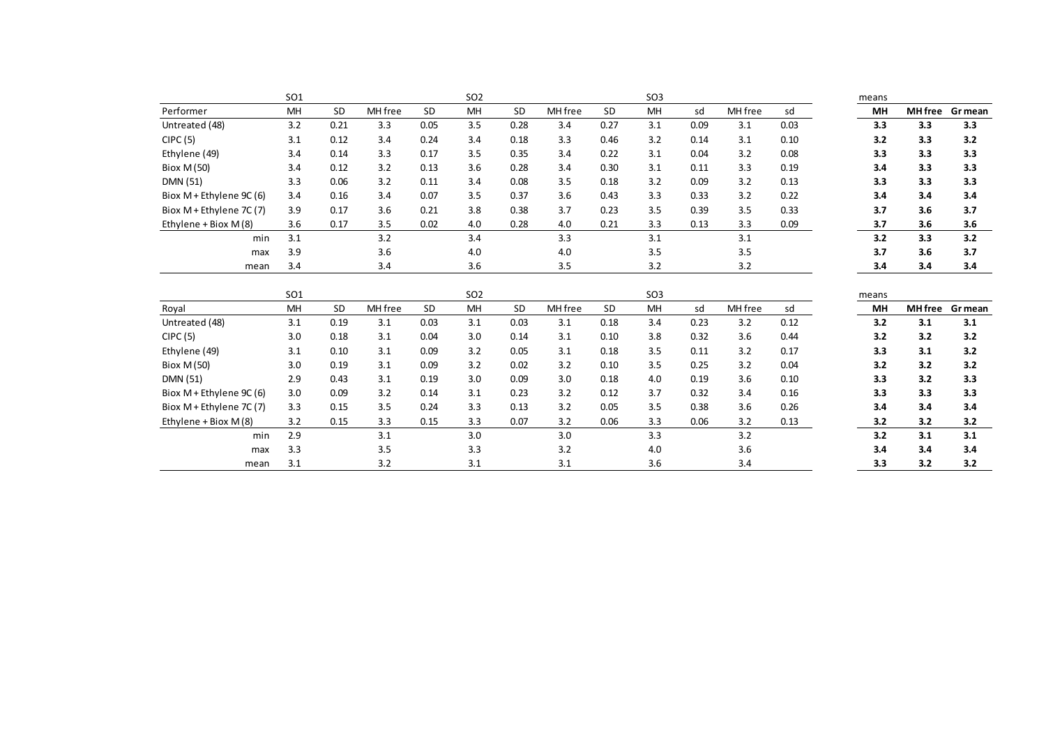| | SO1 | | | | SO2 | | | | SO3 | | | | means | | |
|---|---|---|---|---|---|---|---|---|---|---|---|---|---|---|---|
| Performer | MH | SD | MH free | SD | MH | SD | MH free | SD | MH | sd | MH free | sd | **MH** | **MH free** | **Gr mean** |
| Untreated (48) | 3.2 | 0.21 | 3.3 | 0.05 | 3.5 | 0.28 | 3.4 | 0.27 | 3.1 | 0.09 | 3.1 | 0.03 | **3.3** | **3.3** | **3.3** |
| CIPC (5) | 3.1 | 0.12 | 3.4 | 0.24 | 3.4 | 0.18 | 3.3 | 0.46 | 3.2 | 0.14 | 3.1 | 0.10 | **3.2** | **3.3** | **3.2** |
| Ethylene (49) | 3.4 | 0.14 | 3.3 | 0.17 | 3.5 | 0.35 | 3.4 | 0.22 | 3.1 | 0.04 | 3.2 | 0.08 | **3.3** | **3.3** | **3.3** |
| Biox M (50) | 3.4 | 0.12 | 3.2 | 0.13 | 3.6 | 0.28 | 3.4 | 0.30 | 3.1 | 0.11 | 3.3 | 0.19 | **3.4** | **3.3** | **3.3** |
| DMN (51) | 3.3 | 0.06 | 3.2 | 0.11 | 3.4 | 0.08 | 3.5 | 0.18 | 3.2 | 0.09 | 3.2 | 0.13 | **3.3** | **3.3** | **3.3** |
| Biox M + Ethylene 9C (6) | 3.4 | 0.16 | 3.4 | 0.07 | 3.5 | 0.37 | 3.6 | 0.43 | 3.3 | 0.33 | 3.2 | 0.22 | **3.4** | **3.4** | **3.4** |
| Biox M + Ethylene 7C (7) | 3.9 | 0.17 | 3.6 | 0.21 | 3.8 | 0.38 | 3.7 | 0.23 | 3.5 | 0.39 | 3.5 | 0.33 | **3.7** | **3.6** | **3.7** |
| Ethylene + Biox M (8) | 3.6 | 0.17 | 3.5 | 0.02 | 4.0 | 0.28 | 4.0 | 0.21 | 3.3 | 0.13 | 3.3 | 0.09 | **3.7** | **3.6** | **3.6** |
| min | 3.1 | | 3.2 | | 3.4 | | 3.3 | | 3.1 | | 3.1 | | **3.2** | **3.3** | **3.2** |
| max | 3.9 | | 3.6 | | 4.0 | | 4.0 | | 3.5 | | 3.5 | | **3.7** | **3.6** | **3.7** |
| mean | 3.4 | | 3.4 | | 3.6 | | 3.5 | | 3.2 | | 3.2 | | **3.4** | **3.4** | **3.4** |

| | SO1 | | | | SO2 | | | | SO3 | | | | means | | |
|---|---|---|---|---|---|---|---|---|---|---|---|---|---|---|---|
| Royal | MH | SD | MH free | SD | MH | SD | MH free | SD | MH | sd | MH free | sd | **MH** | **MH free** | **Gr mean** |
| Untreated (48) | 3.1 | 0.19 | 3.1 | 0.03 | 3.1 | 0.03 | 3.1 | 0.18 | 3.4 | 0.23 | 3.2 | 0.12 | **3.2** | **3.1** | **3.1** |
| CIPC (5) | 3.0 | 0.18 | 3.1 | 0.04 | 3.0 | 0.14 | 3.1 | 0.10 | 3.8 | 0.32 | 3.6 | 0.44 | **3.2** | **3.2** | **3.2** |
| Ethylene (49) | 3.1 | 0.10 | 3.1 | 0.09 | 3.2 | 0.05 | 3.1 | 0.18 | 3.5 | 0.11 | 3.2 | 0.17 | **3.3** | **3.1** | **3.2** |
| Biox M (50) | 3.0 | 0.19 | 3.1 | 0.09 | 3.2 | 0.02 | 3.2 | 0.10 | 3.5 | 0.25 | 3.2 | 0.04 | **3.2** | **3.2** | **3.2** |
| DMN (51) | 2.9 | 0.43 | 3.1 | 0.19 | 3.0 | 0.09 | 3.0 | 0.18 | 4.0 | 0.19 | 3.6 | 0.10 | **3.3** | **3.2** | **3.3** |
| Biox M + Ethylene 9C (6) | 3.0 | 0.09 | 3.2 | 0.14 | 3.1 | 0.23 | 3.2 | 0.12 | 3.7 | 0.32 | 3.4 | 0.16 | **3.3** | **3.3** | **3.3** |
| Biox M + Ethylene 7C (7) | 3.3 | 0.15 | 3.5 | 0.24 | 3.3 | 0.13 | 3.2 | 0.05 | 3.5 | 0.38 | 3.6 | 0.26 | **3.4** | **3.4** | **3.4** |
| Ethylene + Biox M (8) | 3.2 | 0.15 | 3.3 | 0.15 | 3.3 | 0.07 | 3.2 | 0.06 | 3.3 | 0.06 | 3.2 | 0.13 | **3.2** | **3.2** | **3.2** |
| min | 2.9 | | 3.1 | | 3.0 | | 3.0 | | 3.3 | | 3.2 | | **3.2** | **3.1** | **3.1** |
| max | 3.3 | | 3.5 | | 3.3 | | 3.2 | | 4.0 | | 3.6 | | **3.4** | **3.4** | **3.4** |
| mean | 3.1 | | 3.2 | | 3.1 | | 3.1 | | 3.6 | | 3.4 | | **3.3** | **3.2** | **3.2** |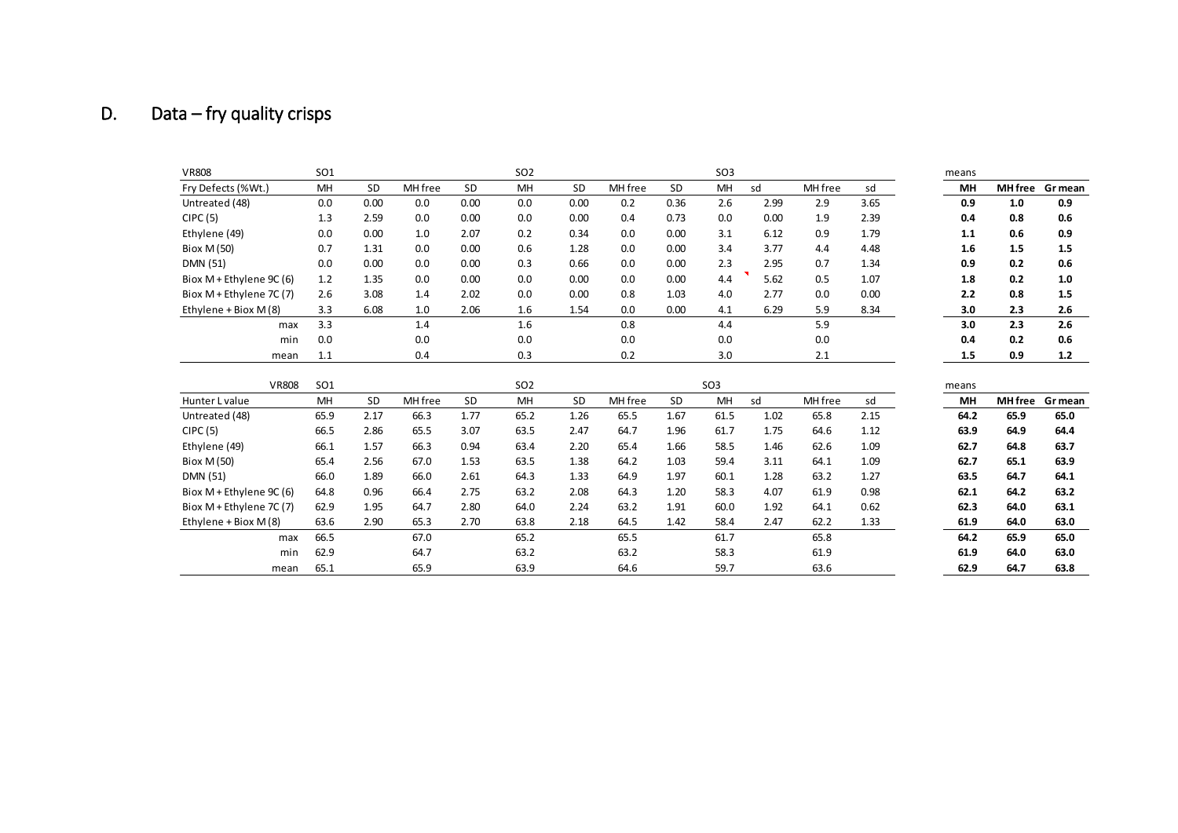# D. Data – fry quality crisps

| VR808 | SO1 | | | | SO2 | | | | SO3 | | | | means | | |
|---|---|---|---|---|---|---|---|---|---|---|---|---|---|---|---|
| Fry Defects (%Wt.) | MH | SD | MH free | SD | MH | SD | MH free | SD | MH | sd | MH free | sd | **MH** | **MH free** | **Gr mean** |
| Untreated (48) | 0.0 | 0.00 | 0.0 | 0.00 | 0.0 | 0.00 | 0.2 | 0.36 | 2.6 | 2.99 | 2.9 | 3.65 | **0.9** | **1.0** | **0.9** |
| CIPC (5) | 1.3 | 2.59 | 0.0 | 0.00 | 0.0 | 0.00 | 0.4 | 0.73 | 0.0 | 0.00 | 1.9 | 2.39 | **0.4** | **0.8** | **0.6** |
| Ethylene (49) | 0.0 | 0.00 | 1.0 | 2.07 | 0.2 | 0.34 | 0.0 | 0.00 | 3.1 | 6.12 | 0.9 | 1.79 | **1.1** | **0.6** | **0.9** |
| Biox M (50) | 0.7 | 1.31 | 0.0 | 0.00 | 0.6 | 1.28 | 0.0 | 0.00 | 3.4 | 3.77 | 4.4 | 4.48 | **1.6** | **1.5** | **1.5** |
| DMN (51) | 0.0 | 0.00 | 0.0 | 0.00 | 0.3 | 0.66 | 0.0 | 0.00 | 2.3 | 2.95 | 0.7 | 1.34 | **0.9** | **0.2** | **0.6** |
| Biox M + Ethylene 9C (6) | 1.2 | 1.35 | 0.0 | 0.00 | 0.0 | 0.00 | 0.0 | 0.00 | 4.4 | 5.62 | 0.5 | 1.07 | **1.8** | **0.2** | **1.0** |
| Biox M + Ethylene 7C (7) | 2.6 | 3.08 | 1.4 | 2.02 | 0.0 | 0.00 | 0.8 | 1.03 | 4.0 | 2.77 | 0.0 | 0.00 | **2.2** | **0.8** | **1.5** |
| Ethylene + Biox M (8) | 3.3 | 6.08 | 1.0 | 2.06 | 1.6 | 1.54 | 0.0 | 0.00 | 4.1 | 6.29 | 5.9 | 8.34 | **3.0** | **2.3** | **2.6** |
| max | 3.3 | | 1.4 | | 1.6 | | 0.8 | | 4.4 | | 5.9 | | **3.0** | **2.3** | **2.6** |
| min | 0.0 | | 0.0 | | 0.0 | | 0.0 | | 0.0 | | 0.0 | | **0.4** | **0.2** | **0.6** |
| mean | 1.1 | | 0.4 | | 0.3 | | 0.2 | | 3.0 | | 2.1 | | **1.5** | **0.9** | **1.2** |

| VR808 | SO1 | | | | SO2 | | | | SO3 | | | | means | | |
|---|---|---|---|---|---|---|---|---|---|---|---|---|---|---|---|
| Hunter L value | MH | SD | MH free | SD | MH | SD | MH free | SD | MH | sd | MH free | sd | **MH** | **MH free** | **Gr mean** |
| Untreated (48) | 65.9 | 2.17 | 66.3 | 1.77 | 65.2 | 1.26 | 65.5 | 1.67 | 61.5 | 1.02 | 65.8 | 2.15 | **64.2** | **65.9** | **65.0** |
| CIPC (5) | 66.5 | 2.86 | 65.5 | 3.07 | 63.5 | 2.47 | 64.7 | 1.96 | 61.7 | 1.75 | 64.6 | 1.12 | **63.9** | **64.9** | **64.4** |
| Ethylene (49) | 66.1 | 1.57 | 66.3 | 0.94 | 63.4 | 2.20 | 65.4 | 1.66 | 58.5 | 1.46 | 62.6 | 1.09 | **62.7** | **64.8** | **63.7** |
| Biox M (50) | 65.4 | 2.56 | 67.0 | 1.53 | 63.5 | 1.38 | 64.2 | 1.03 | 59.4 | 3.11 | 64.1 | 1.09 | **62.7** | **65.1** | **63.9** |
| DMN (51) | 66.0 | 1.89 | 66.0 | 2.61 | 64.3 | 1.33 | 64.9 | 1.97 | 60.1 | 1.28 | 63.2 | 1.27 | **63.5** | **64.7** | **64.1** |
| Biox M + Ethylene 9C (6) | 64.8 | 0.96 | 66.4 | 2.75 | 63.2 | 2.08 | 64.3 | 1.20 | 58.3 | 4.07 | 61.9 | 0.98 | **62.1** | **64.2** | **63.2** |
| Biox M + Ethylene 7C (7) | 62.9 | 1.95 | 64.7 | 2.80 | 64.0 | 2.24 | 63.2 | 1.91 | 60.0 | 1.92 | 64.1 | 0.62 | **62.3** | **64.0** | **63.1** |
| Ethylene + Biox M (8) | 63.6 | 2.90 | 65.3 | 2.70 | 63.8 | 2.18 | 64.5 | 1.42 | 58.4 | 2.47 | 62.2 | 1.33 | **61.9** | **64.0** | **63.0** |
| max | 66.5 | | 67.0 | | 65.2 | | 65.5 | | 61.7 | | 65.8 | | **64.2** | **65.9** | **65.0** |
| min | 62.9 | | 64.7 | | 63.2 | | 63.2 | | 58.3 | | 61.9 | | **61.9** | **64.0** | **63.0** |
| mean | 65.1 | | 65.9 | | 63.9 | | 64.6 | | 59.7 | | 63.6 | | **62.9** | **64.7** | **63.8** |